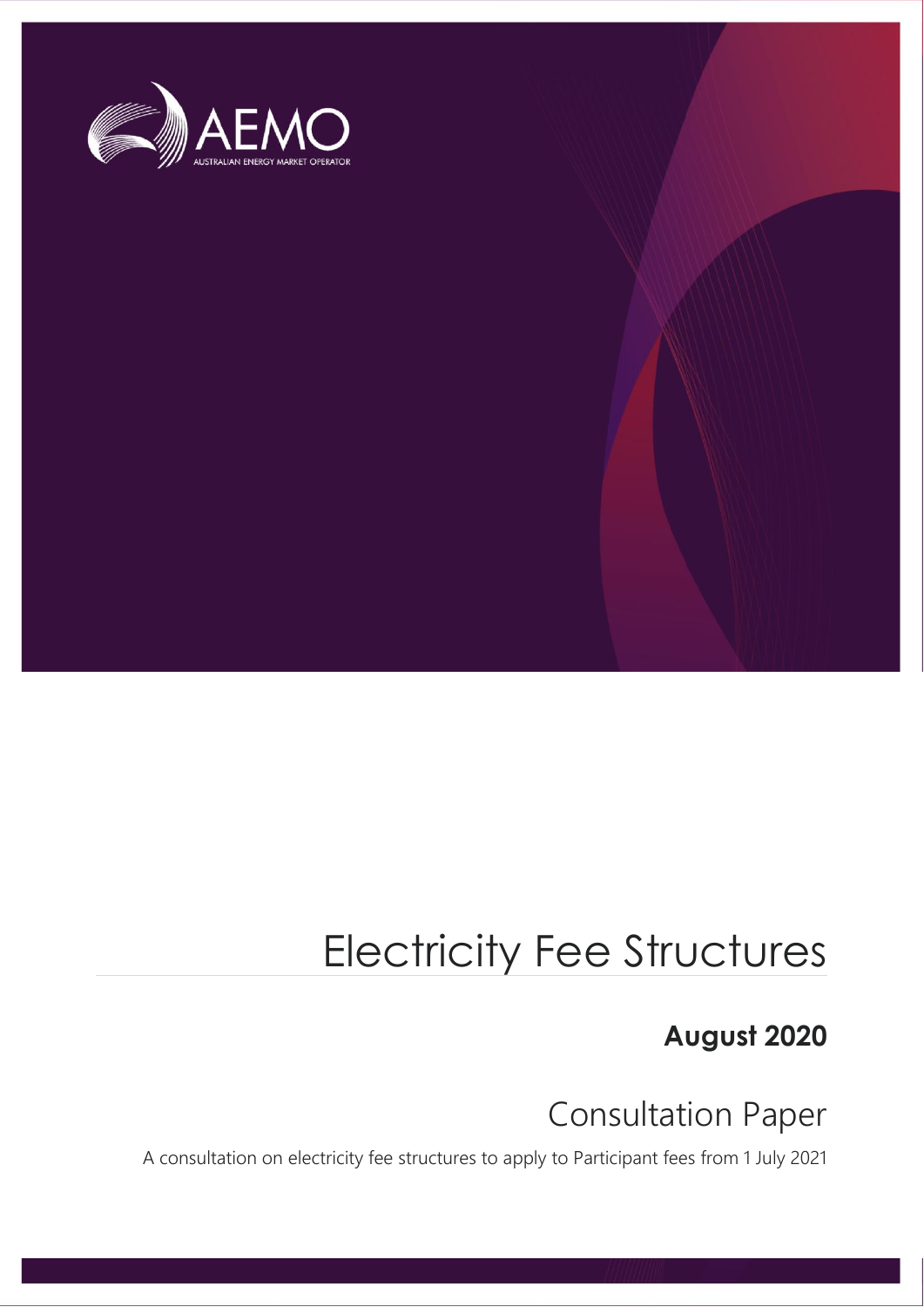AEMO

AUSTRALIAN ENERGY MARKET OPERATOR

# Electricity Fee Structures

**August 2020**

## Consultation Paper

A consultation on electricity fee structures to apply to Participant fees from 1 July 2021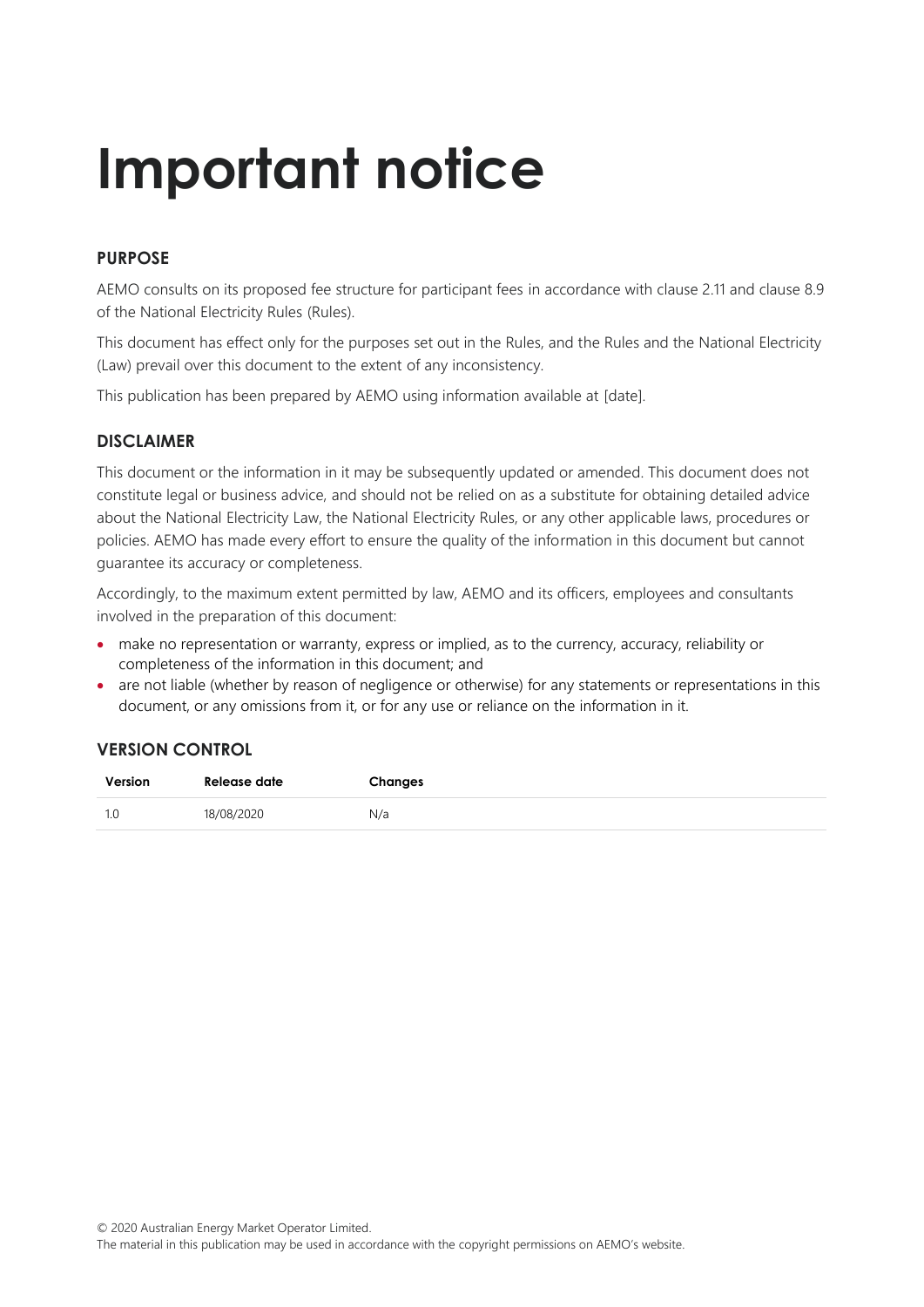# Important notice

## PURPOSE

AEMO consults on its proposed fee structure for participant fees in accordance with clause 2.11 and clause 8.9 of the National Electricity Rules (Rules).

This document has effect only for the purposes set out in the Rules, and the Rules and the National Electricity (Law) prevail over this document to the extent of any inconsistency.

This publication has been prepared by AEMO using information available at [date].

## DISCLAIMER

This document or the information in it may be subsequently updated or amended. This document does not constitute legal or business advice, and should not be relied on as a substitute for obtaining detailed advice about the National Electricity Law, the National Electricity Rules, or any other applicable laws, procedures or policies. AEMO has made every effort to ensure the quality of the information in this document but cannot guarantee its accuracy or completeness.

Accordingly, to the maximum extent permitted by law, AEMO and its officers, employees and consultants involved in the preparation of this document:

- make no representation or warranty, express or implied, as to the currency, accuracy, reliability or completeness of the information in this document; and
- are not liable (whether by reason of negligence or otherwise) for any statements or representations in this document, or any omissions from it, or for any use or reliance on the information in it.

## VERSION CONTROL

| Version | Release date | Changes |
|---|---|---|
| 1.0 | 18/08/2020 | N/a |

© 2020 Australian Energy Market Operator Limited.
The material in this publication may be used in accordance with the copyright permissions on AEMO's website.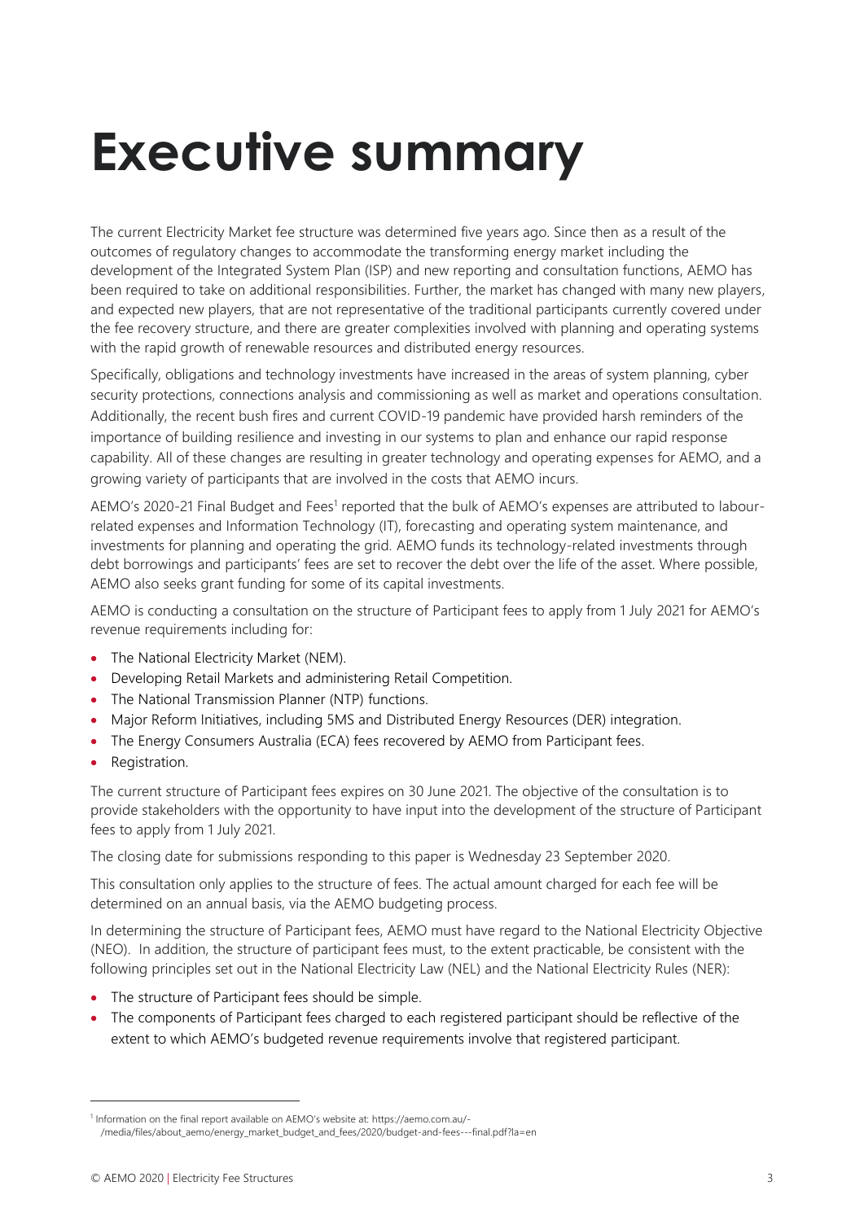# Executive summary

The current Electricity Market fee structure was determined five years ago. Since then as a result of the outcomes of regulatory changes to accommodate the transforming energy market including the development of the Integrated System Plan (ISP) and new reporting and consultation functions, AEMO has been required to take on additional responsibilities. Further, the market has changed with many new players, and expected new players, that are not representative of the traditional participants currently covered under the fee recovery structure, and there are greater complexities involved with planning and operating systems with the rapid growth of renewable resources and distributed energy resources.

Specifically, obligations and technology investments have increased in the areas of system planning, cyber security protections, connections analysis and commissioning as well as market and operations consultation. Additionally, the recent bush fires and current COVID-19 pandemic have provided harsh reminders of the importance of building resilience and investing in our systems to plan and enhance our rapid response capability. All of these changes are resulting in greater technology and operating expenses for AEMO, and a growing variety of participants that are involved in the costs that AEMO incurs.

AEMO's 2020-21 Final Budget and Fees[1] reported that the bulk of AEMO's expenses are attributed to labour-related expenses and Information Technology (IT), forecasting and operating system maintenance, and investments for planning and operating the grid. AEMO funds its technology-related investments through debt borrowings and participants' fees are set to recover the debt over the life of the asset. Where possible, AEMO also seeks grant funding for some of its capital investments.

AEMO is conducting a consultation on the structure of Participant fees to apply from 1 July 2021 for AEMO's revenue requirements including for:

- The National Electricity Market (NEM).
- Developing Retail Markets and administering Retail Competition.
- The National Transmission Planner (NTP) functions.
- Major Reform Initiatives, including 5MS and Distributed Energy Resources (DER) integration.
- The Energy Consumers Australia (ECA) fees recovered by AEMO from Participant fees.
- Registration.

The current structure of Participant fees expires on 30 June 2021. The objective of the consultation is to provide stakeholders with the opportunity to have input into the development of the structure of Participant fees to apply from 1 July 2021.

The closing date for submissions responding to this paper is Wednesday 23 September 2020.

This consultation only applies to the structure of fees. The actual amount charged for each fee will be determined on an annual basis, via the AEMO budgeting process.

In determining the structure of Participant fees, AEMO must have regard to the National Electricity Objective (NEO). In addition, the structure of participant fees must, to the extent practicable, be consistent with the following principles set out in the National Electricity Law (NEL) and the National Electricity Rules (NER):

- The structure of Participant fees should be simple.
- The components of Participant fees charged to each registered participant should be reflective of the extent to which AEMO's budgeted revenue requirements involve that registered participant.

[1] Information on the final report available on AEMO's website at: https://aemo.com.au/-/media/files/about_aemo/energy_market_budget_and_fees/2020/budget-and-fees---final.pdf?la=en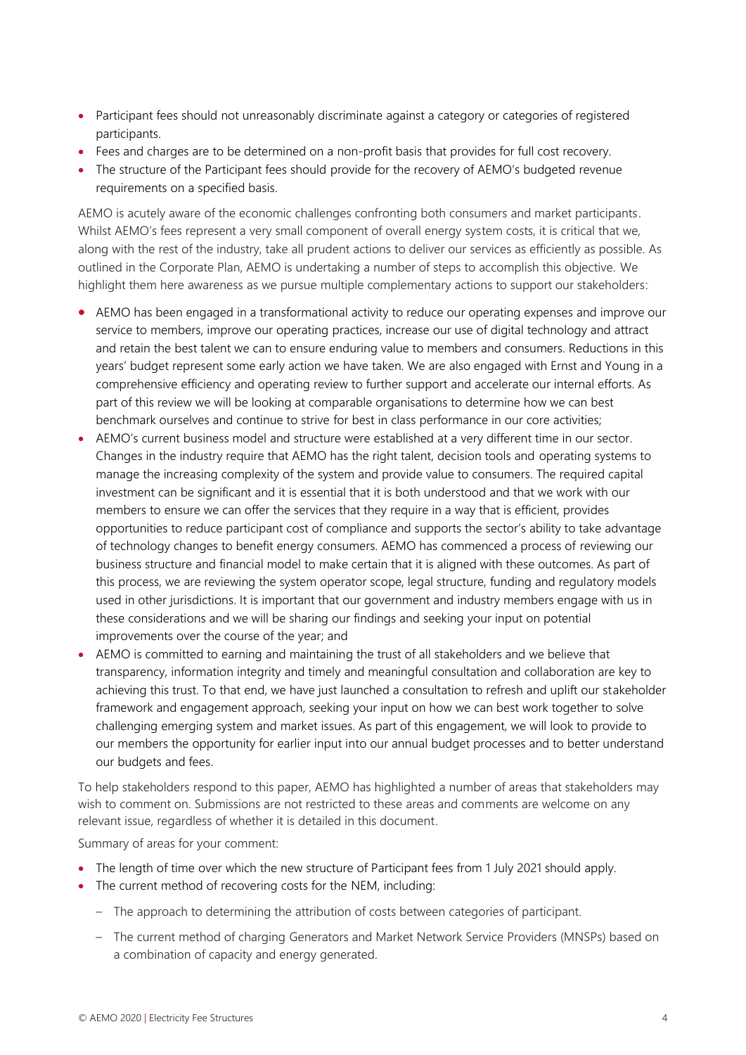- Participant fees should not unreasonably discriminate against a category or categories of registered participants.
- Fees and charges are to be determined on a non-profit basis that provides for full cost recovery.
- The structure of the Participant fees should provide for the recovery of AEMO's budgeted revenue requirements on a specified basis.

AEMO is acutely aware of the economic challenges confronting both consumers and market participants. Whilst AEMO's fees represent a very small component of overall energy system costs, it is critical that we, along with the rest of the industry, take all prudent actions to deliver our services as efficiently as possible. As outlined in the Corporate Plan, AEMO is undertaking a number of steps to accomplish this objective. We highlight them here awareness as we pursue multiple complementary actions to support our stakeholders:

- AEMO has been engaged in a transformational activity to reduce our operating expenses and improve our service to members, improve our operating practices, increase our use of digital technology and attract and retain the best talent we can to ensure enduring value to members and consumers. Reductions in this years' budget represent some early action we have taken. We are also engaged with Ernst and Young in a comprehensive efficiency and operating review to further support and accelerate our internal efforts. As part of this review we will be looking at comparable organisations to determine how we can best benchmark ourselves and continue to strive for best in class performance in our core activities;
- AEMO's current business model and structure were established at a very different time in our sector. Changes in the industry require that AEMO has the right talent, decision tools and operating systems to manage the increasing complexity of the system and provide value to consumers. The required capital investment can be significant and it is essential that it is both understood and that we work with our members to ensure we can offer the services that they require in a way that is efficient, provides opportunities to reduce participant cost of compliance and supports the sector's ability to take advantage of technology changes to benefit energy consumers. AEMO has commenced a process of reviewing our business structure and financial model to make certain that it is aligned with these outcomes. As part of this process, we are reviewing the system operator scope, legal structure, funding and regulatory models used in other jurisdictions. It is important that our government and industry members engage with us in these considerations and we will be sharing our findings and seeking your input on potential improvements over the course of the year; and
- AEMO is committed to earning and maintaining the trust of all stakeholders and we believe that transparency, information integrity and timely and meaningful consultation and collaboration are key to achieving this trust. To that end, we have just launched a consultation to refresh and uplift our stakeholder framework and engagement approach, seeking your input on how we can best work together to solve challenging emerging system and market issues. As part of this engagement, we will look to provide to our members the opportunity for earlier input into our annual budget processes and to better understand our budgets and fees.

To help stakeholders respond to this paper, AEMO has highlighted a number of areas that stakeholders may wish to comment on. Submissions are not restricted to these areas and comments are welcome on any relevant issue, regardless of whether it is detailed in this document.

Summary of areas for your comment:

- The length of time over which the new structure of Participant fees from 1 July 2021 should apply.
- The current method of recovering costs for the NEM, including:
  - The approach to determining the attribution of costs between categories of participant.
  - The current method of charging Generators and Market Network Service Providers (MNSPs) based on a combination of capacity and energy generated.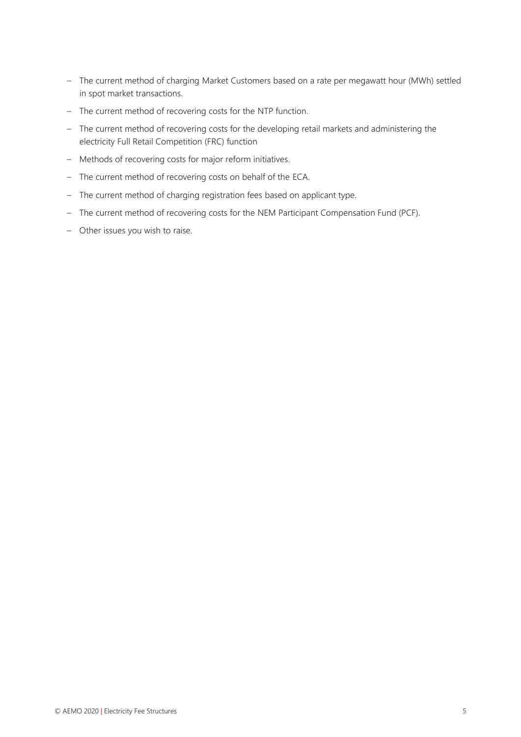- The current method of charging Market Customers based on a rate per megawatt hour (MWh) settled in spot market transactions.
- The current method of recovering costs for the NTP function.
- The current method of recovering costs for the developing retail markets and administering the electricity Full Retail Competition (FRC) function
- Methods of recovering costs for major reform initiatives.
- The current method of recovering costs on behalf of the ECA.
- The current method of charging registration fees based on applicant type.
- The current method of recovering costs for the NEM Participant Compensation Fund (PCF).
- Other issues you wish to raise.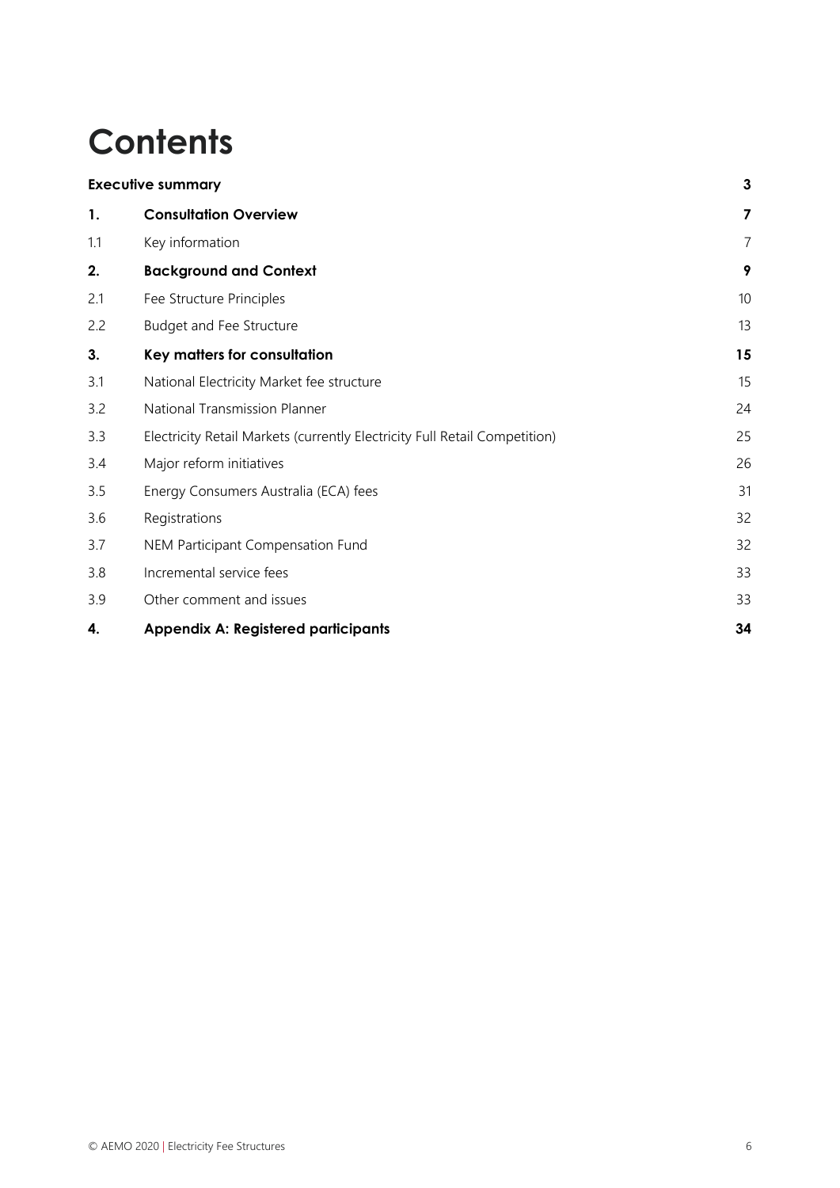# Contents

| | | |
|---|---|---|
| **Executive summary** | | **3** |
| **1.** | **Consultation Overview** | **7** |
| 1.1 | Key information | 7 |
| **2.** | **Background and Context** | **9** |
| 2.1 | Fee Structure Principles | 10 |
| 2.2 | Budget and Fee Structure | 13 |
| **3.** | **Key matters for consultation** | **15** |
| 3.1 | National Electricity Market fee structure | 15 |
| 3.2 | National Transmission Planner | 24 |
| 3.3 | Electricity Retail Markets (currently Electricity Full Retail Competition) | 25 |
| 3.4 | Major reform initiatives | 26 |
| 3.5 | Energy Consumers Australia (ECA) fees | 31 |
| 3.6 | Registrations | 32 |
| 3.7 | NEM Participant Compensation Fund | 32 |
| 3.8 | Incremental service fees | 33 |
| 3.9 | Other comment and issues | 33 |
| **4.** | **Appendix A: Registered participants** | **34** |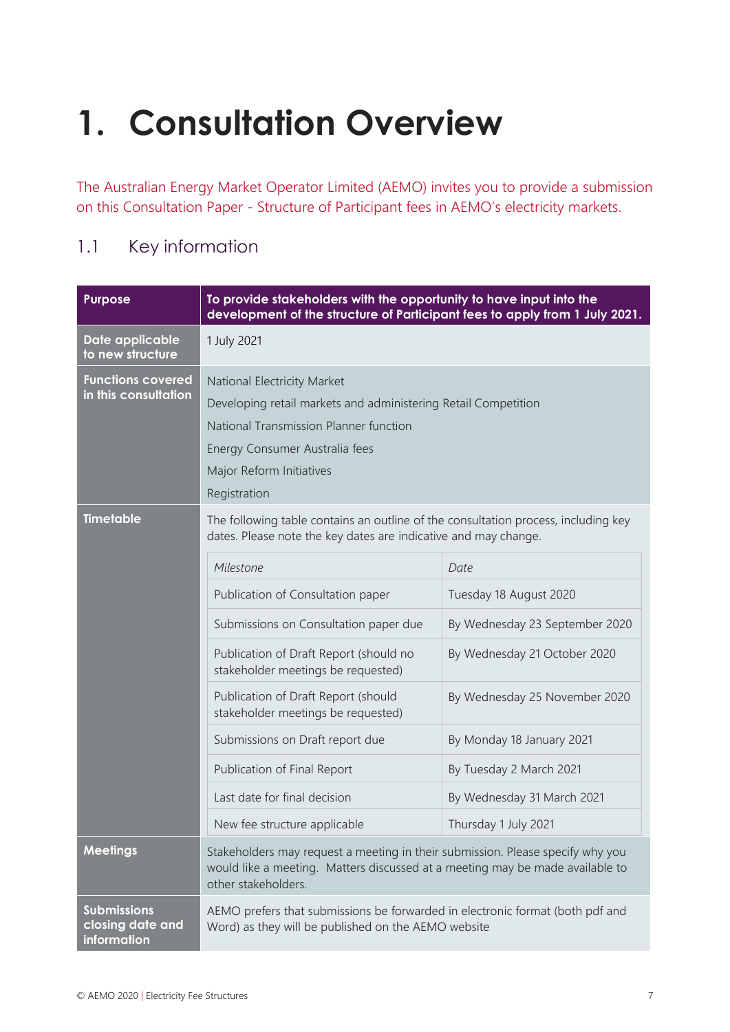# 1. Consultation Overview

The Australian Energy Market Operator Limited (AEMO) invites you to provide a submission on this Consultation Paper - Structure of Participant fees in AEMO's electricity markets.

## 1.1 Key information

| Purpose | To provide stakeholders with the opportunity to have input into the development of the structure of Participant fees to apply from 1 July 2021. |
|---|---|
| Date applicable to new structure | 1 July 2021 |
| Functions covered in this consultation | National Electricity Market<br>Developing retail markets and administering Retail Competition<br>National Transmission Planner function<br>Energy Consumer Australia fees<br>Major Reform Initiatives<br>Registration |
| Timetable | The following table contains an outline of the consultation process, including key dates. Please note the key dates are indicative and may change. |
| Meetings | Stakeholders may request a meeting in their submission. Please specify why you would like a meeting. Matters discussed at a meeting may be made available to other stakeholders. |
| Submissions closing date and information | AEMO prefers that submissions be forwarded in electronic format (both pdf and Word) as they will be published on the AEMO website |

| *Milestone* | *Date* |
|---|---|
| Publication of Consultation paper | Tuesday 18 August 2020 |
| Submissions on Consultation paper due | By Wednesday 23 September 2020 |
| Publication of Draft Report (should no stakeholder meetings be requested) | By Wednesday 21 October 2020 |
| Publication of Draft Report (should stakeholder meetings be requested) | By Wednesday 25 November 2020 |
| Submissions on Draft report due | By Monday 18 January 2021 |
| Publication of Final Report | By Tuesday 2 March 2021 |
| Last date for final decision | By Wednesday 31 March 2021 |
| New fee structure applicable | Thursday 1 July 2021 |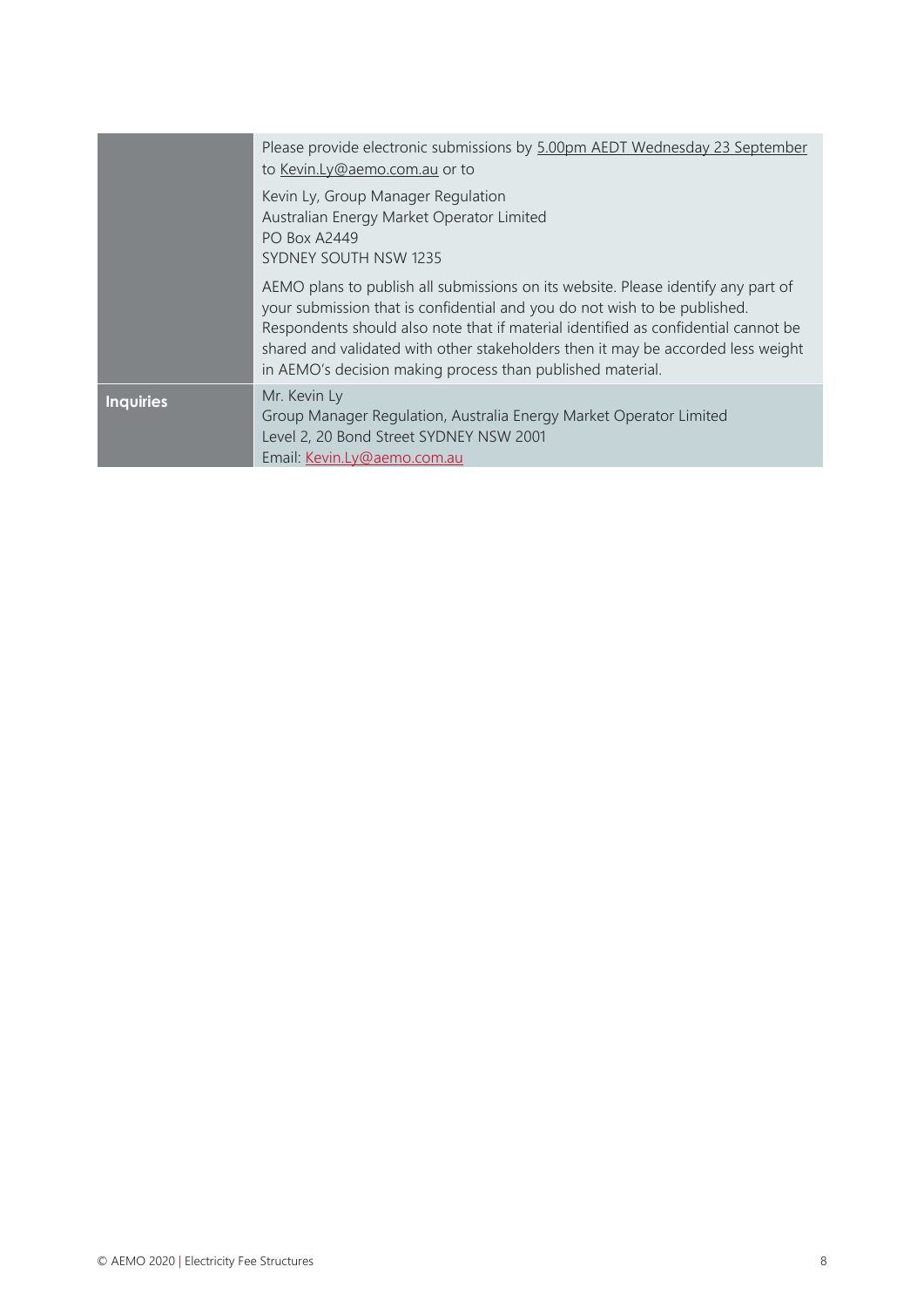| | |
|---|---|
| | Please provide electronic submissions by 5.00pm AEDT Wednesday 23 September to Kevin.Ly@aemo.com.au or to<br><br>Kevin Ly, Group Manager Regulation<br>Australian Energy Market Operator Limited<br>PO Box A2449<br>SYDNEY SOUTH NSW 1235<br><br>AEMO plans to publish all submissions on its website. Please identify any part of your submission that is confidential and you do not wish to be published. Respondents should also note that if material identified as confidential cannot be shared and validated with other stakeholders then it may be accorded less weight in AEMO's decision making process than published material. |
| **Inquiries** | Mr. Kevin Ly<br>Group Manager Regulation, Australia Energy Market Operator Limited<br>Level 2, 20 Bond Street SYDNEY NSW 2001<br>Email: Kevin.Ly@aemo.com.au |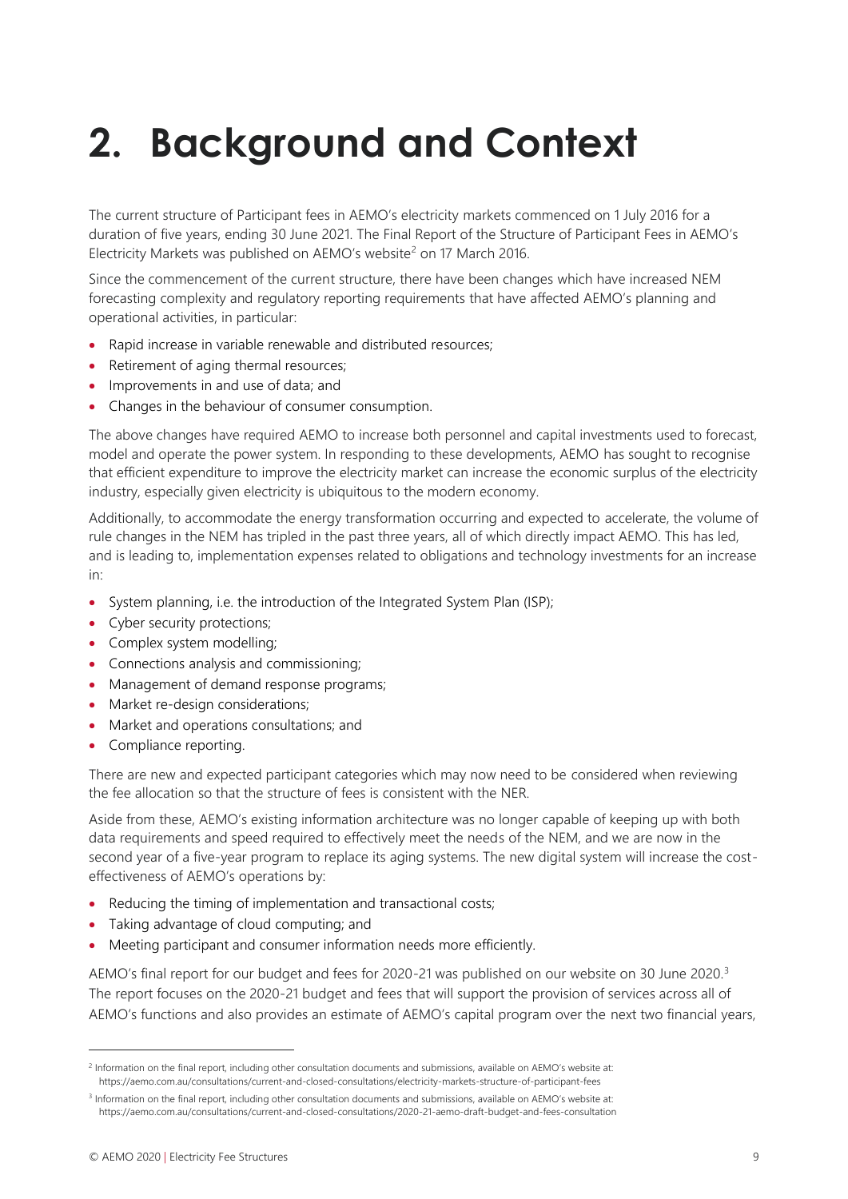# 2. Background and Context

The current structure of Participant fees in AEMO's electricity markets commenced on 1 July 2016 for a duration of five years, ending 30 June 2021. The Final Report of the Structure of Participant Fees in AEMO's Electricity Markets was published on AEMO's website[2] on 17 March 2016.

Since the commencement of the current structure, there have been changes which have increased NEM forecasting complexity and regulatory reporting requirements that have affected AEMO's planning and operational activities, in particular:

- Rapid increase in variable renewable and distributed resources;
- Retirement of aging thermal resources;
- Improvements in and use of data; and
- Changes in the behaviour of consumer consumption.

The above changes have required AEMO to increase both personnel and capital investments used to forecast, model and operate the power system. In responding to these developments, AEMO has sought to recognise that efficient expenditure to improve the electricity market can increase the economic surplus of the electricity industry, especially given electricity is ubiquitous to the modern economy.

Additionally, to accommodate the energy transformation occurring and expected to accelerate, the volume of rule changes in the NEM has tripled in the past three years, all of which directly impact AEMO. This has led, and is leading to, implementation expenses related to obligations and technology investments for an increase in:

- System planning, i.e. the introduction of the Integrated System Plan (ISP);
- Cyber security protections;
- Complex system modelling;
- Connections analysis and commissioning;
- Management of demand response programs;
- Market re-design considerations;
- Market and operations consultations; and
- Compliance reporting.

There are new and expected participant categories which may now need to be considered when reviewing the fee allocation so that the structure of fees is consistent with the NER.

Aside from these, AEMO's existing information architecture was no longer capable of keeping up with both data requirements and speed required to effectively meet the needs of the NEM, and we are now in the second year of a five-year program to replace its aging systems. The new digital system will increase the cost-effectiveness of AEMO's operations by:

- Reducing the timing of implementation and transactional costs;
- Taking advantage of cloud computing; and
- Meeting participant and consumer information needs more efficiently.

AEMO's final report for our budget and fees for 2020-21 was published on our website on 30 June 2020.[3] The report focuses on the 2020-21 budget and fees that will support the provision of services across all of AEMO's functions and also provides an estimate of AEMO's capital program over the next two financial years,

---

[2] Information on the final report, including other consultation documents and submissions, available on AEMO's website at: https://aemo.com.au/consultations/current-and-closed-consultations/electricity-markets-structure-of-participant-fees

[3] Information on the final report, including other consultation documents and submissions, available on AEMO's website at: https://aemo.com.au/consultations/current-and-closed-consultations/2020-21-aemo-draft-budget-and-fees-consultation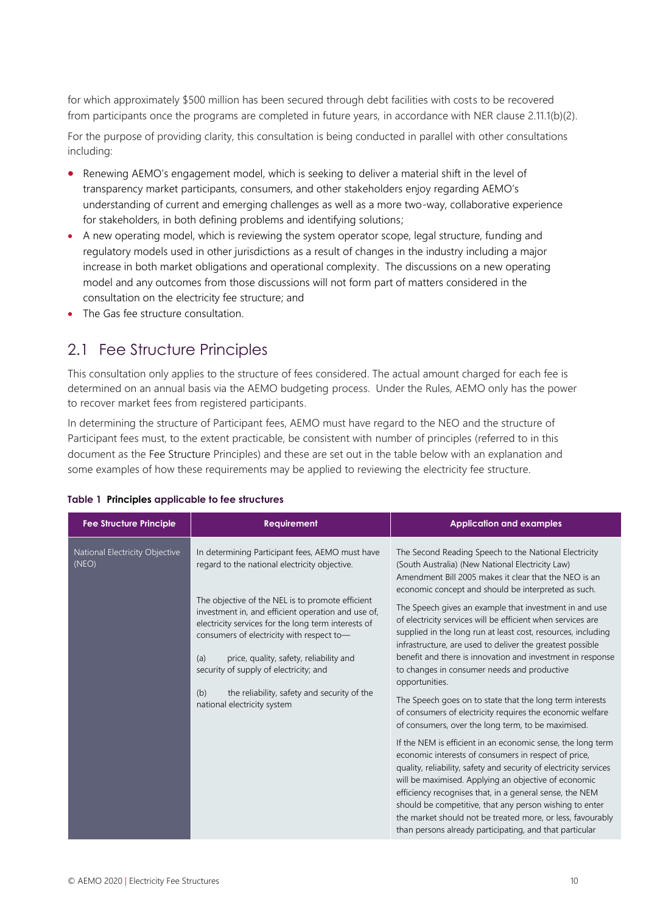for which approximately $500 million has been secured through debt facilities with costs to be recovered from participants once the programs are completed in future years, in accordance with NER clause 2.11.1(b)(2).

For the purpose of providing clarity, this consultation is being conducted in parallel with other consultations including:

- Renewing AEMO's engagement model, which is seeking to deliver a material shift in the level of transparency market participants, consumers, and other stakeholders enjoy regarding AEMO's understanding of current and emerging challenges as well as a more two-way, collaborative experience for stakeholders, in both defining problems and identifying solutions;
- A new operating model, which is reviewing the system operator scope, legal structure, funding and regulatory models used in other jurisdictions as a result of changes in the industry including a major increase in both market obligations and operational complexity. The discussions on a new operating model and any outcomes from those discussions will not form part of matters considered in the consultation on the electricity fee structure; and
- The Gas fee structure consultation.

## 2.1 Fee Structure Principles

This consultation only applies to the structure of fees considered. The actual amount charged for each fee is determined on an annual basis via the AEMO budgeting process. Under the Rules, AEMO only has the power to recover market fees from registered participants.

In determining the structure of Participant fees, AEMO must have regard to the NEO and the structure of Participant fees must, to the extent practicable, be consistent with number of principles (referred to in this document as the Fee Structure Principles) and these are set out in the table below with an explanation and some examples of how these requirements may be applied to reviewing the electricity fee structure.

**Table 1 Principles applicable to fee structures**

| Fee Structure Principle | Requirement | Application and examples |
|---|---|---|
| National Electricity Objective (NEO) | In determining Participant fees, AEMO must have regard to the national electricity objective.<br><br>The objective of the NEL is to promote efficient investment in, and efficient operation and use of, electricity services for the long term interests of consumers of electricity with respect to—<br><br>(a) price, quality, safety, reliability and security of supply of electricity; and<br><br>(b) the reliability, safety and security of the national electricity system | The Second Reading Speech to the National Electricity (South Australia) (New National Electricity Law) Amendment Bill 2005 makes it clear that the NEO is an economic concept and should be interpreted as such.<br><br>The Speech gives an example that investment in and use of electricity services will be efficient when services are supplied in the long run at least cost, resources, including infrastructure, are used to deliver the greatest possible benefit and there is innovation and investment in response to changes in consumer needs and productive opportunities.<br><br>The Speech goes on to state that the long term interests of consumers of electricity requires the economic welfare of consumers, over the long term, to be maximised.<br><br>If the NEM is efficient in an economic sense, the long term economic interests of consumers in respect of price, quality, reliability, safety and security of electricity services will be maximised. Applying an objective of economic efficiency recognises that, in a general sense, the NEM should be competitive, that any person wishing to enter the market should not be treated more, or less, favourably than persons already participating, and that particular |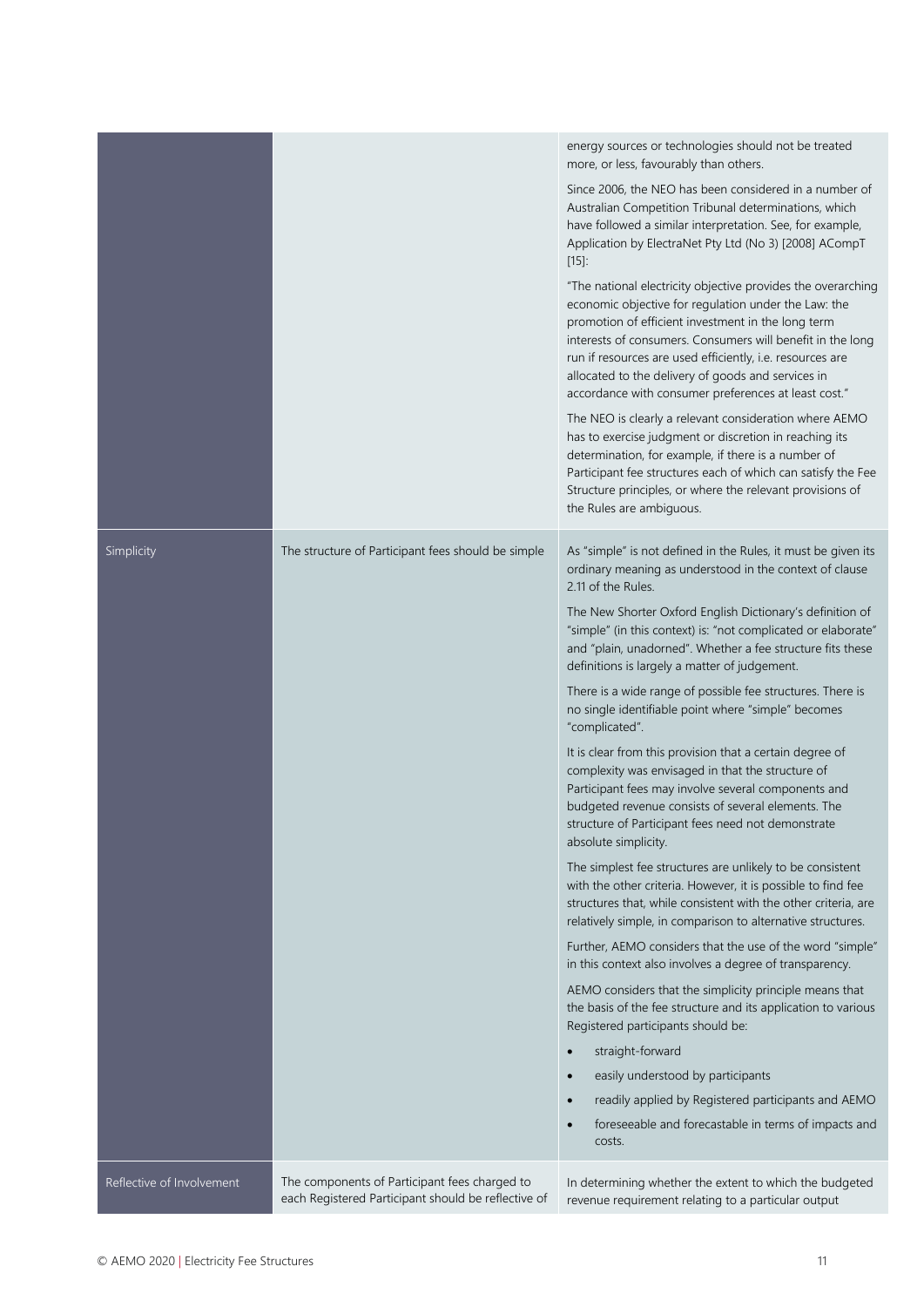| | | |
|---|---|---|
| | | energy sources or technologies should not be treated more, or less, favourably than others.<br><br>Since 2006, the NEO has been considered in a number of Australian Competition Tribunal determinations, which have followed a similar interpretation. See, for example, Application by ElectraNet Pty Ltd (No 3) [2008] ACompT [15]:<br><br>"The national electricity objective provides the overarching economic objective for regulation under the Law: the promotion of efficient investment in the long term interests of consumers. Consumers will benefit in the long run if resources are used efficiently, i.e. resources are allocated to the delivery of goods and services in accordance with consumer preferences at least cost."<br><br>The NEO is clearly a relevant consideration where AEMO has to exercise judgment or discretion in reaching its determination, for example, if there is a number of Participant fee structures each of which can satisfy the Fee Structure principles, or where the relevant provisions of the Rules are ambiguous. |
| Simplicity | The structure of Participant fees should be simple | As "simple" is not defined in the Rules, it must be given its ordinary meaning as understood in the context of clause 2.11 of the Rules.<br><br>The New Shorter Oxford English Dictionary's definition of "simple" (in this context) is: "not complicated or elaborate" and "plain, unadorned". Whether a fee structure fits these definitions is largely a matter of judgement.<br><br>There is a wide range of possible fee structures. There is no single identifiable point where "simple" becomes "complicated".<br><br>It is clear from this provision that a certain degree of complexity was envisaged in that the structure of Participant fees may involve several components and budgeted revenue consists of several elements. The structure of Participant fees need not demonstrate absolute simplicity.<br><br>The simplest fee structures are unlikely to be consistent with the other criteria. However, it is possible to find fee structures that, while consistent with the other criteria, are relatively simple, in comparison to alternative structures.<br><br>Further, AEMO considers that the use of the word "simple" in this context also involves a degree of transparency.<br><br>AEMO considers that the simplicity principle means that the basis of the fee structure and its application to various Registered participants should be:<br><br>• straight-forward<br>• easily understood by participants<br>• readily applied by Registered participants and AEMO<br>• foreseeable and forecastable in terms of impacts and costs. |
| Reflective of Involvement | The components of Participant fees charged to each Registered Participant should be reflective of | In determining whether the extent to which the budgeted revenue requirement relating to a particular output |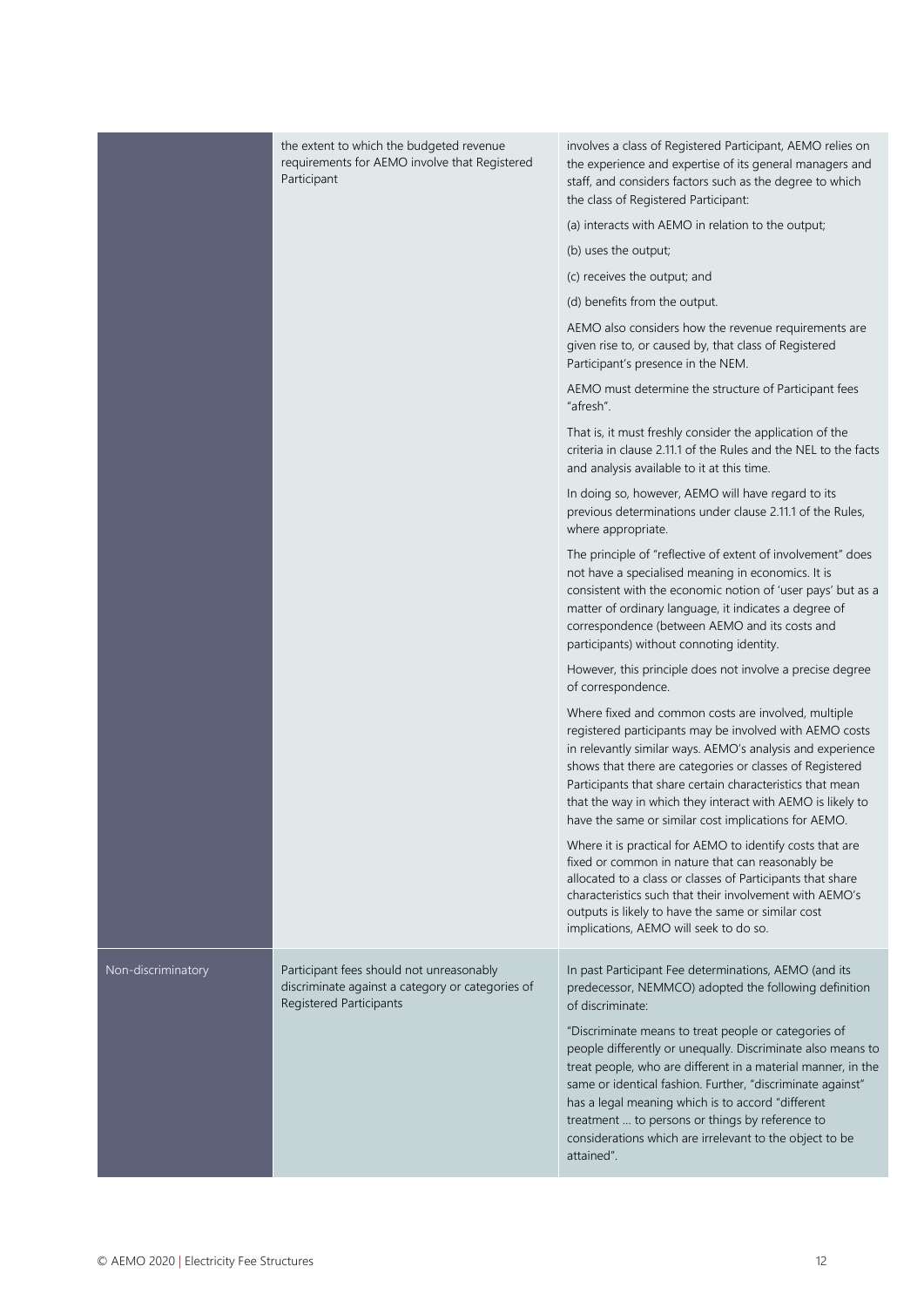| | | |
|---|---|---|
| | the extent to which the budgeted revenue requirements for AEMO involve that Registered Participant | involves a class of Registered Participant, AEMO relies on the experience and expertise of its general managers and staff, and considers factors such as the degree to which the class of Registered Participant:<br><br>(a) interacts with AEMO in relation to the output;<br><br>(b) uses the output;<br><br>(c) receives the output; and<br><br>(d) benefits from the output.<br><br>AEMO also considers how the revenue requirements are given rise to, or caused by, that class of Registered Participant's presence in the NEM.<br><br>AEMO must determine the structure of Participant fees "afresh".<br><br>That is, it must freshly consider the application of the criteria in clause 2.11.1 of the Rules and the NEL to the facts and analysis available to it at this time.<br><br>In doing so, however, AEMO will have regard to its previous determinations under clause 2.11.1 of the Rules, where appropriate.<br><br>The principle of "reflective of extent of involvement" does not have a specialised meaning in economics. It is consistent with the economic notion of 'user pays' but as a matter of ordinary language, it indicates a degree of correspondence (between AEMO and its costs and participants) without connoting identity.<br><br>However, this principle does not involve a precise degree of correspondence.<br><br>Where fixed and common costs are involved, multiple registered participants may be involved with AEMO costs in relevantly similar ways. AEMO's analysis and experience shows that there are categories or classes of Registered Participants that share certain characteristics that mean that the way in which they interact with AEMO is likely to have the same or similar cost implications for AEMO.<br><br>Where it is practical for AEMO to identify costs that are fixed or common in nature that can reasonably be allocated to a class or classes of Participants that share characteristics such that their involvement with AEMO's outputs is likely to have the same or similar cost implications, AEMO will seek to do so. |
| Non-discriminatory | Participant fees should not unreasonably discriminate against a category or categories of Registered Participants | In past Participant Fee determinations, AEMO (and its predecessor, NEMMCO) adopted the following definition of discriminate:<br><br>"Discriminate means to treat people or categories of people differently or unequally. Discriminate also means to treat people, who are different in a material manner, in the same or identical fashion. Further, "discriminate against" has a legal meaning which is to accord "different treatment … to persons or things by reference to considerations which are irrelevant to the object to be attained". |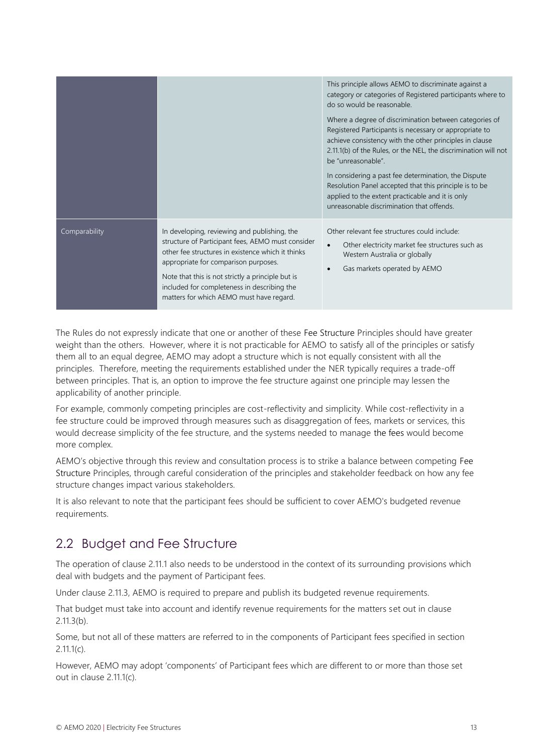| | | |
|---|---|---|
| | | This principle allows AEMO to discriminate against a category or categories of Registered participants where to do so would be reasonable.<br><br>Where a degree of discrimination between categories of Registered Participants is necessary or appropriate to achieve consistency with the other principles in clause 2.11.1(b) of the Rules, or the NEL, the discrimination will not be "unreasonable".<br><br>In considering a past fee determination, the Dispute Resolution Panel accepted that this principle is to be applied to the extent practicable and it is only unreasonable discrimination that offends. |
| Comparability | In developing, reviewing and publishing, the structure of Participant fees, AEMO must consider other fee structures in existence which it thinks appropriate for comparison purposes.<br><br>Note that this is not strictly a principle but is included for completeness in describing the matters for which AEMO must have regard. | Other relevant fee structures could include:<br>• Other electricity market fee structures such as Western Australia or globally<br>• Gas markets operated by AEMO |

The Rules do not expressly indicate that one or another of these Fee Structure Principles should have greater weight than the others. However, where it is not practicable for AEMO to satisfy all of the principles or satisfy them all to an equal degree, AEMO may adopt a structure which is not equally consistent with all the principles. Therefore, meeting the requirements established under the NER typically requires a trade-off between principles. That is, an option to improve the fee structure against one principle may lessen the applicability of another principle.

For example, commonly competing principles are cost-reflectivity and simplicity. While cost-reflectivity in a fee structure could be improved through measures such as disaggregation of fees, markets or services, this would decrease simplicity of the fee structure, and the systems needed to manage the fees would become more complex.

AEMO's objective through this review and consultation process is to strike a balance between competing Fee Structure Principles, through careful consideration of the principles and stakeholder feedback on how any fee structure changes impact various stakeholders.

It is also relevant to note that the participant fees should be sufficient to cover AEMO's budgeted revenue requirements.

## 2.2 Budget and Fee Structure

The operation of clause 2.11.1 also needs to be understood in the context of its surrounding provisions which deal with budgets and the payment of Participant fees.

Under clause 2.11.3, AEMO is required to prepare and publish its budgeted revenue requirements.

That budget must take into account and identify revenue requirements for the matters set out in clause 2.11.3(b).

Some, but not all of these matters are referred to in the components of Participant fees specified in section 2.11.1(c).

However, AEMO may adopt 'components' of Participant fees which are different to or more than those set out in clause 2.11.1(c).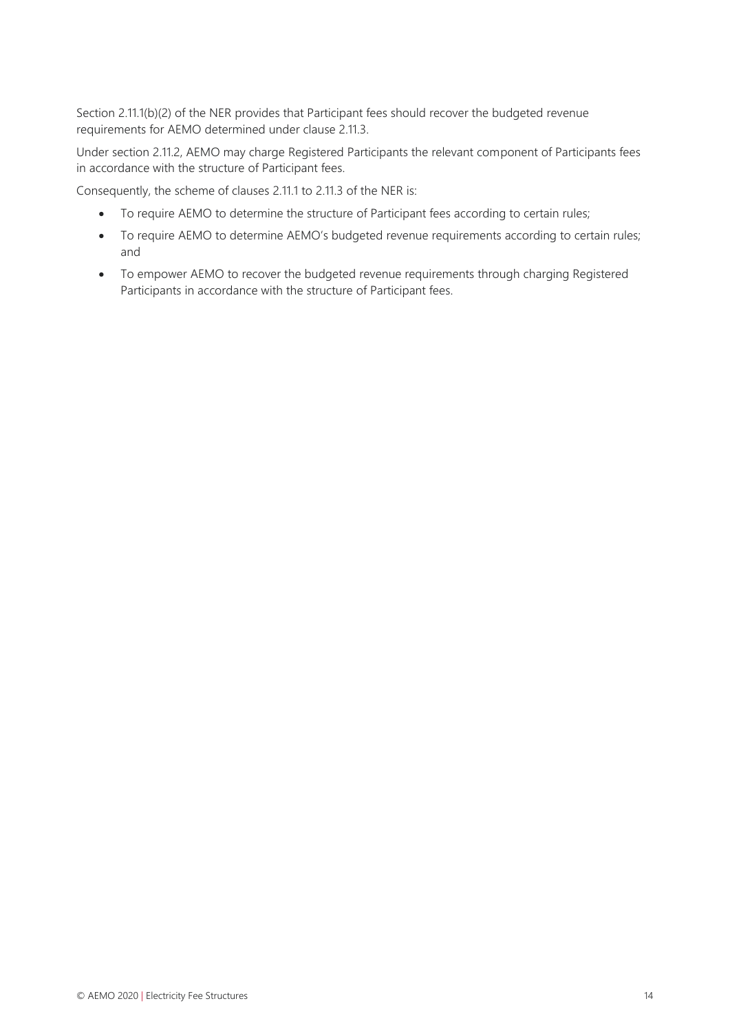Section 2.11.1(b)(2) of the NER provides that Participant fees should recover the budgeted revenue requirements for AEMO determined under clause 2.11.3.

Under section 2.11.2, AEMO may charge Registered Participants the relevant component of Participants fees in accordance with the structure of Participant fees.

Consequently, the scheme of clauses 2.11.1 to 2.11.3 of the NER is:

- To require AEMO to determine the structure of Participant fees according to certain rules;
- To require AEMO to determine AEMO's budgeted revenue requirements according to certain rules; and
- To empower AEMO to recover the budgeted revenue requirements through charging Registered Participants in accordance with the structure of Participant fees.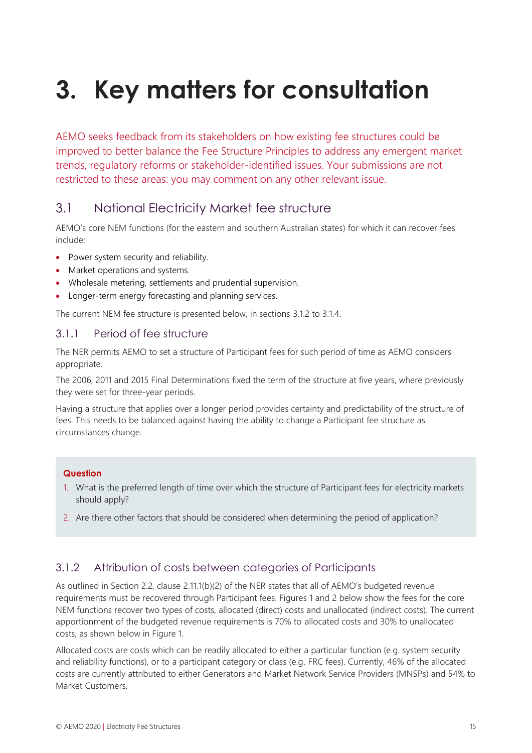# 3. Key matters for consultation

AEMO seeks feedback from its stakeholders on how existing fee structures could be improved to better balance the Fee Structure Principles to address any emergent market trends, regulatory reforms or stakeholder-identified issues. Your submissions are not restricted to these areas: you may comment on any other relevant issue.

## 3.1 National Electricity Market fee structure

AEMO's core NEM functions (for the eastern and southern Australian states) for which it can recover fees include:

- Power system security and reliability.
- Market operations and systems.
- Wholesale metering, settlements and prudential supervision.
- Longer-term energy forecasting and planning services.

The current NEM fee structure is presented below, in sections 3.1.2 to 3.1.4.

### 3.1.1 Period of fee structure

The NER permits AEMO to set a structure of Participant fees for such period of time as AEMO considers appropriate.

The 2006, 2011 and 2015 Final Determinations fixed the term of the structure at five years, where previously they were set for three-year periods.

Having a structure that applies over a longer period provides certainty and predictability of the structure of fees. This needs to be balanced against having the ability to change a Participant fee structure as circumstances change.

**Question**

1. What is the preferred length of time over which the structure of Participant fees for electricity markets should apply?
2. Are there other factors that should be considered when determining the period of application?

### 3.1.2 Attribution of costs between categories of Participants

As outlined in Section 2.2, clause 2.11.1(b)(2) of the NER states that all of AEMO's budgeted revenue requirements must be recovered through Participant fees. Figures 1 and 2 below show the fees for the core NEM functions recover two types of costs, allocated (direct) costs and unallocated (indirect costs). The current apportionment of the budgeted revenue requirements is 70% to allocated costs and 30% to unallocated costs, as shown below in Figure 1.

Allocated costs are costs which can be readily allocated to either a particular function (e.g. system security and reliability functions), or to a participant category or class (e.g. FRC fees). Currently, 46% of the allocated costs are currently attributed to either Generators and Market Network Service Providers (MNSPs) and 54% to Market Customers.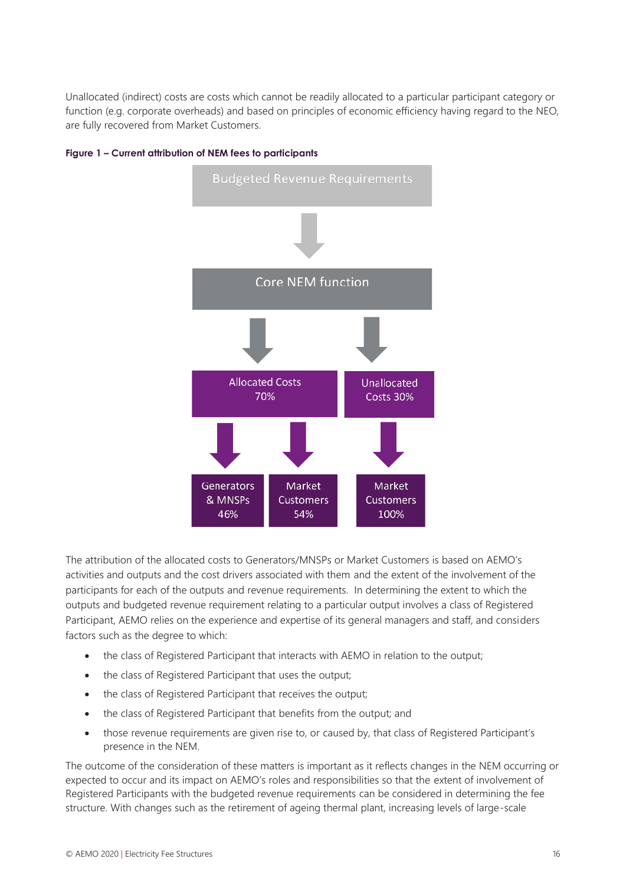Unallocated (indirect) costs are costs which cannot be readily allocated to a particular participant category or function (e.g. corporate overheads) and based on principles of economic efficiency having regard to the NEO, are fully recovered from Market Customers.

**Figure 1 – Current attribution of NEM fees to participants**

Budgeted Revenue Requirements

Core NEM function

Allocated Costs 70%

Unallocated Costs 30%

Generators & MNSPs 46%

Market Customers 54%

Market Customers 100%

The attribution of the allocated costs to Generators/MNSPs or Market Customers is based on AEMO's activities and outputs and the cost drivers associated with them and the extent of the involvement of the participants for each of the outputs and revenue requirements. In determining the extent to which the outputs and budgeted revenue requirement relating to a particular output involves a class of Registered Participant, AEMO relies on the experience and expertise of its general managers and staff, and considers factors such as the degree to which:

- the class of Registered Participant that interacts with AEMO in relation to the output;
- the class of Registered Participant that uses the output;
- the class of Registered Participant that receives the output;
- the class of Registered Participant that benefits from the output; and
- those revenue requirements are given rise to, or caused by, that class of Registered Participant's presence in the NEM.

The outcome of the consideration of these matters is important as it reflects changes in the NEM occurring or expected to occur and its impact on AEMO's roles and responsibilities so that the extent of involvement of Registered Participants with the budgeted revenue requirements can be considered in determining the fee structure. With changes such as the retirement of ageing thermal plant, increasing levels of large-scale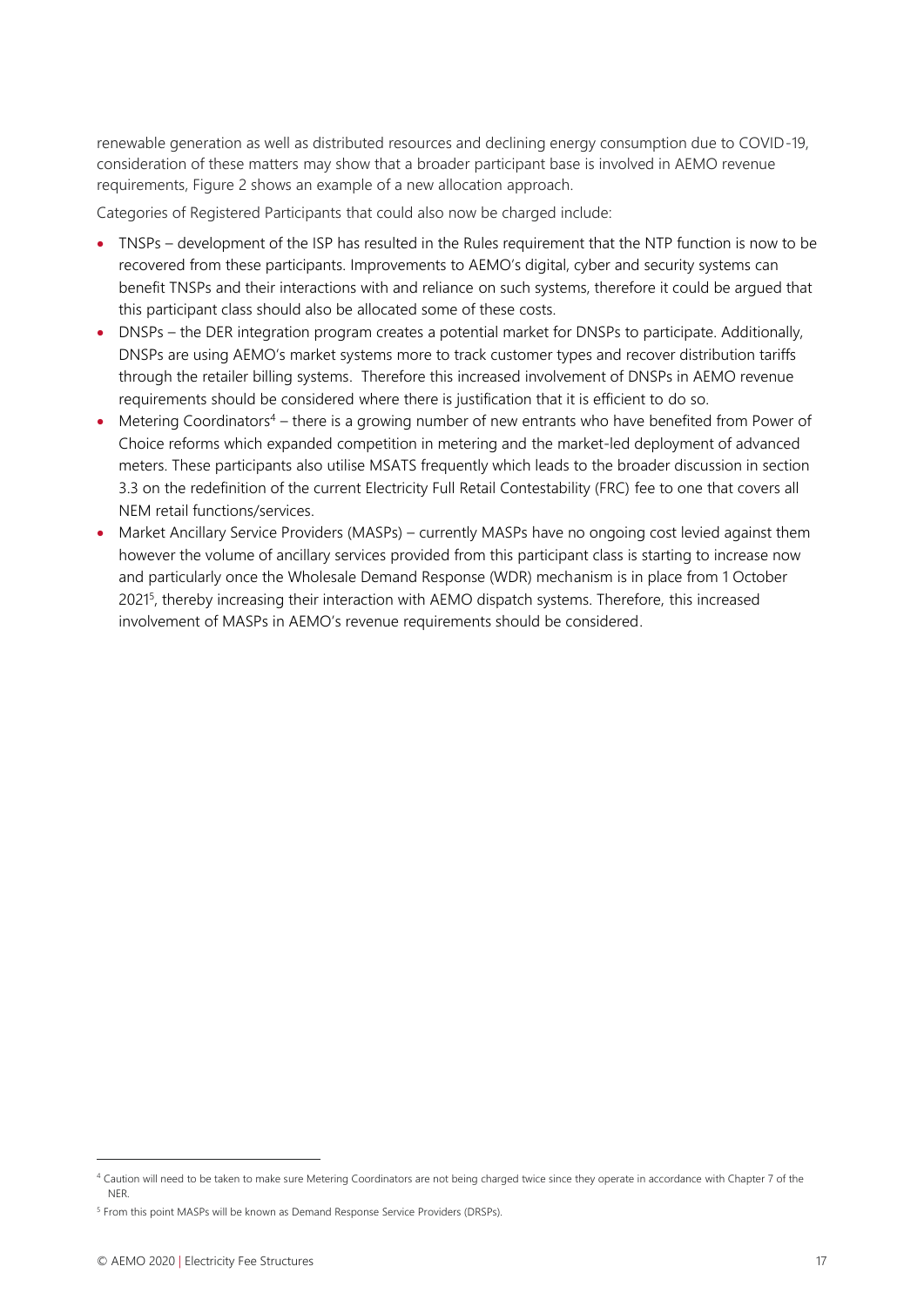renewable generation as well as distributed resources and declining energy consumption due to COVID-19, consideration of these matters may show that a broader participant base is involved in AEMO revenue requirements, Figure 2 shows an example of a new allocation approach.

Categories of Registered Participants that could also now be charged include:

- TNSPs – development of the ISP has resulted in the Rules requirement that the NTP function is now to be recovered from these participants. Improvements to AEMO's digital, cyber and security systems can benefit TNSPs and their interactions with and reliance on such systems, therefore it could be argued that this participant class should also be allocated some of these costs.
- DNSPs – the DER integration program creates a potential market for DNSPs to participate. Additionally, DNSPs are using AEMO's market systems more to track customer types and recover distribution tariffs through the retailer billing systems. Therefore this increased involvement of DNSPs in AEMO revenue requirements should be considered where there is justification that it is efficient to do so.
- Metering Coordinators[4] – there is a growing number of new entrants who have benefited from Power of Choice reforms which expanded competition in metering and the market-led deployment of advanced meters. These participants also utilise MSATS frequently which leads to the broader discussion in section 3.3 on the redefinition of the current Electricity Full Retail Contestability (FRC) fee to one that covers all NEM retail functions/services.
- Market Ancillary Service Providers (MASPs) – currently MASPs have no ongoing cost levied against them however the volume of ancillary services provided from this participant class is starting to increase now and particularly once the Wholesale Demand Response (WDR) mechanism is in place from 1 October 2021[5], thereby increasing their interaction with AEMO dispatch systems. Therefore, this increased involvement of MASPs in AEMO's revenue requirements should be considered.

[4] Caution will need to be taken to make sure Metering Coordinators are not being charged twice since they operate in accordance with Chapter 7 of the NER.

[5] From this point MASPs will be known as Demand Response Service Providers (DRSPs).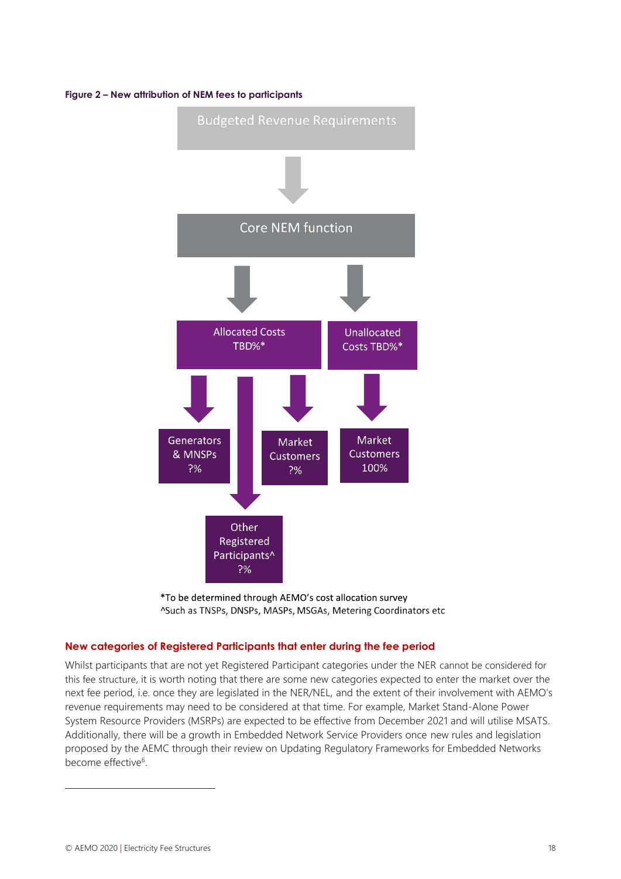**Figure 2 – New attribution of NEM fees to participants**

Budgeted Revenue Requirements

Core NEM function

Allocated Costs TBD%*

Unallocated Costs TBD%*

Generators & MNSPs ?%

Market Customers ?%

Market Customers 100%

Other Registered Participants^ ?%

*To be determined through AEMO's cost allocation survey
^Such as TNSPs, DNSPs, MASPs, MSGAs, Metering Coordinators etc

### New categories of Registered Participants that enter during the fee period

Whilst participants that are not yet Registered Participant categories under the NER cannot be considered for this fee structure, it is worth noting that there are some new categories expected to enter the market over the next fee period, i.e. once they are legislated in the NER/NEL, and the extent of their involvement with AEMO's revenue requirements may need to be considered at that time. For example, Market Stand-Alone Power System Resource Providers (MSRPs) are expected to be effective from December 2021 and will utilise MSATS. Additionally, there will be a growth in Embedded Network Service Providers once new rules and legislation proposed by the AEMC through their review on Updating Regulatory Frameworks for Embedded Networks become effective[6].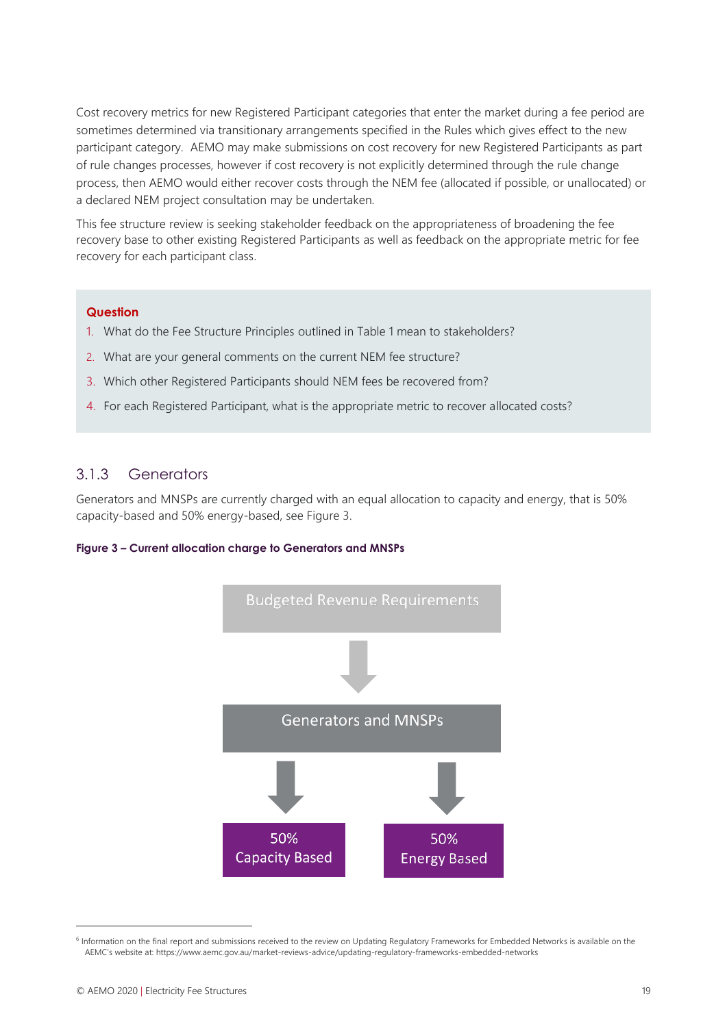Cost recovery metrics for new Registered Participant categories that enter the market during a fee period are sometimes determined via transitionary arrangements specified in the Rules which gives effect to the new participant category. AEMO may make submissions on cost recovery for new Registered Participants as part of rule changes processes, however if cost recovery is not explicitly determined through the rule change process, then AEMO would either recover costs through the NEM fee (allocated if possible, or unallocated) or a declared NEM project consultation may be undertaken.

This fee structure review is seeking stakeholder feedback on the appropriateness of broadening the fee recovery base to other existing Registered Participants as well as feedback on the appropriate metric for fee recovery for each participant class.

> **Question**
>
> 1. What do the Fee Structure Principles outlined in Table 1 mean to stakeholders?
> 2. What are your general comments on the current NEM fee structure?
> 3. Which other Registered Participants should NEM fees be recovered from?
> 4. For each Registered Participant, what is the appropriate metric to recover allocated costs?

### 3.1.3 Generators

Generators and MNSPs are currently charged with an equal allocation to capacity and energy, that is 50% capacity-based and 50% energy-based, see Figure 3.

**Figure 3 – Current allocation charge to Generators and MNSPs**

Budgeted Revenue Requirements

↓

Generators and MNSPs

↓ ↓

50% Capacity Based | 50% Energy Based

[6] Information on the final report and submissions received to the review on Updating Regulatory Frameworks for Embedded Networks is available on the AEMC's website at: https://www.aemc.gov.au/market-reviews-advice/updating-regulatory-frameworks-embedded-networks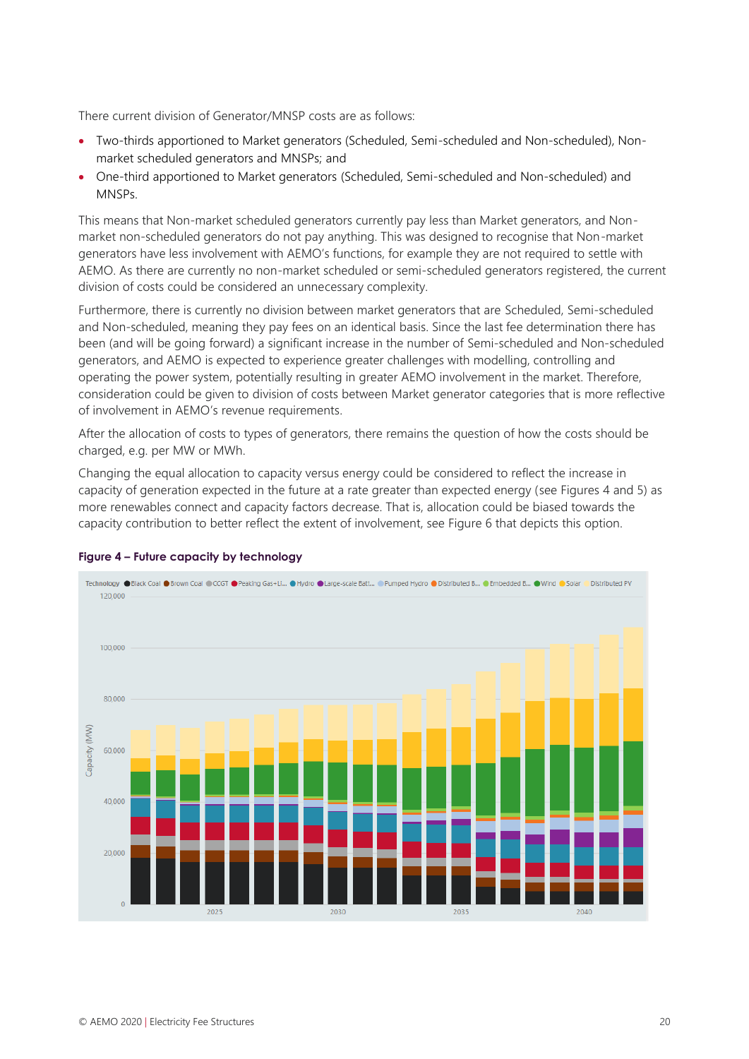There current division of Generator/MNSP costs are as follows:

- Two-thirds apportioned to Market generators (Scheduled, Semi-scheduled and Non-scheduled), Non-market scheduled generators and MNSPs; and
- One-third apportioned to Market generators (Scheduled, Semi-scheduled and Non-scheduled) and MNSPs.

This means that Non-market scheduled generators currently pay less than Market generators, and Non-market non-scheduled generators do not pay anything. This was designed to recognise that Non-market generators have less involvement with AEMO's functions, for example they are not required to settle with AEMO. As there are currently no non-market scheduled or semi-scheduled generators registered, the current division of costs could be considered an unnecessary complexity.

Furthermore, there is currently no division between market generators that are Scheduled, Semi-scheduled and Non-scheduled, meaning they pay fees on an identical basis. Since the last fee determination there has been (and will be going forward) a significant increase in the number of Semi-scheduled and Non-scheduled generators, and AEMO is expected to experience greater challenges with modelling, controlling and operating the power system, potentially resulting in greater AEMO involvement in the market. Therefore, consideration could be given to division of costs between Market generator categories that is more reflective of involvement in AEMO's revenue requirements.

After the allocation of costs to types of generators, there remains the question of how the costs should be charged, e.g. per MW or MWh.

Changing the equal allocation to capacity versus energy could be considered to reflect the increase in capacity of generation expected in the future at a rate greater than expected energy (see Figures 4 and 5) as more renewables connect and capacity factors decrease. That is, allocation could be biased towards the capacity contribution to better reflect the extent of involvement, see Figure 6 that depicts this option.

**Figure 4 – Future capacity by technology**

Technology: Black Coal, Brown Coal, CCGT, Peaking Gas+Li..., Hydro, Large-scale Batt..., Pumped Hydro, Distributed B..., Embedded B..., Wind, Solar, Distributed PV

Capacity (MW): 0, 20,000, 40,000, 60,000, 80,000, 100,000, 120,000

2025, 2030, 2035, 2040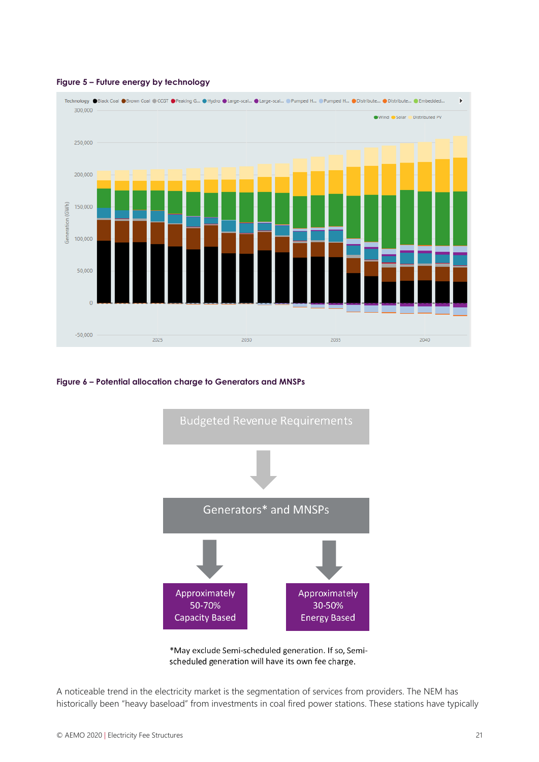**Figure 5 – Future energy by technology**

**Figure 6 – Potential allocation charge to Generators and MNSPs**

Budgeted Revenue Requirements

Generators* and MNSPs

Approximately 50-70% Capacity Based

Approximately 30-50% Energy Based

*May exclude Semi-scheduled generation. If so, Semi-scheduled generation will have its own fee charge.

A noticeable trend in the electricity market is the segmentation of services from providers. The NEM has historically been "heavy baseload" from investments in coal fired power stations. These stations have typically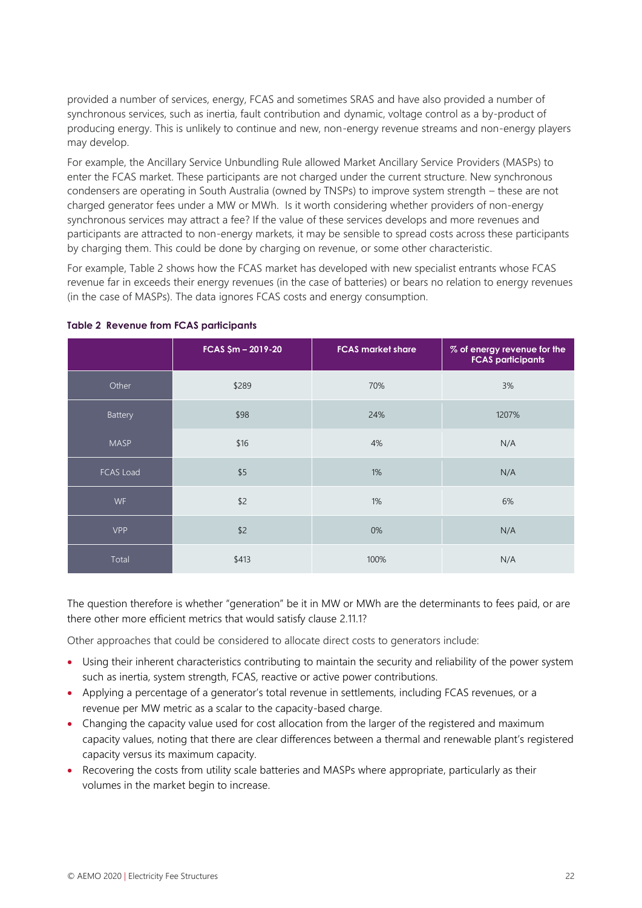provided a number of services, energy, FCAS and sometimes SRAS and have also provided a number of synchronous services, such as inertia, fault contribution and dynamic, voltage control as a by-product of producing energy. This is unlikely to continue and new, non-energy revenue streams and non-energy players may develop.

For example, the Ancillary Service Unbundling Rule allowed Market Ancillary Service Providers (MASPs) to enter the FCAS market. These participants are not charged under the current structure. New synchronous condensers are operating in South Australia (owned by TNSPs) to improve system strength – these are not charged generator fees under a MW or MWh. Is it worth considering whether providers of non-energy synchronous services may attract a fee? If the value of these services develops and more revenues and participants are attracted to non-energy markets, it may be sensible to spread costs across these participants by charging them. This could be done by charging on revenue, or some other characteristic.

For example, Table 2 shows how the FCAS market has developed with new specialist entrants whose FCAS revenue far in exceeds their energy revenues (in the case of batteries) or bears no relation to energy revenues (in the case of MASPs). The data ignores FCAS costs and energy consumption.

**Table 2 Revenue from FCAS participants**

| | FCAS $m – 2019-20 | FCAS market share | % of energy revenue for the FCAS participants |
|---|---|---|---|
| Other | $289 | 70% | 3% |
| Battery | $98 | 24% | 1207% |
| MASP | $16 | 4% | N/A |
| FCAS Load | $5 | 1% | N/A |
| WF | $2 | 1% | 6% |
| VPP | $2 | 0% | N/A |
| Total | $413 | 100% | N/A |

The question therefore is whether "generation" be it in MW or MWh are the determinants to fees paid, or are there other more efficient metrics that would satisfy clause 2.11.1?

Other approaches that could be considered to allocate direct costs to generators include:

- Using their inherent characteristics contributing to maintain the security and reliability of the power system such as inertia, system strength, FCAS, reactive or active power contributions.
- Applying a percentage of a generator's total revenue in settlements, including FCAS revenues, or a revenue per MW metric as a scalar to the capacity-based charge.
- Changing the capacity value used for cost allocation from the larger of the registered and maximum capacity values, noting that there are clear differences between a thermal and renewable plant's registered capacity versus its maximum capacity.
- Recovering the costs from utility scale batteries and MASPs where appropriate, particularly as their volumes in the market begin to increase.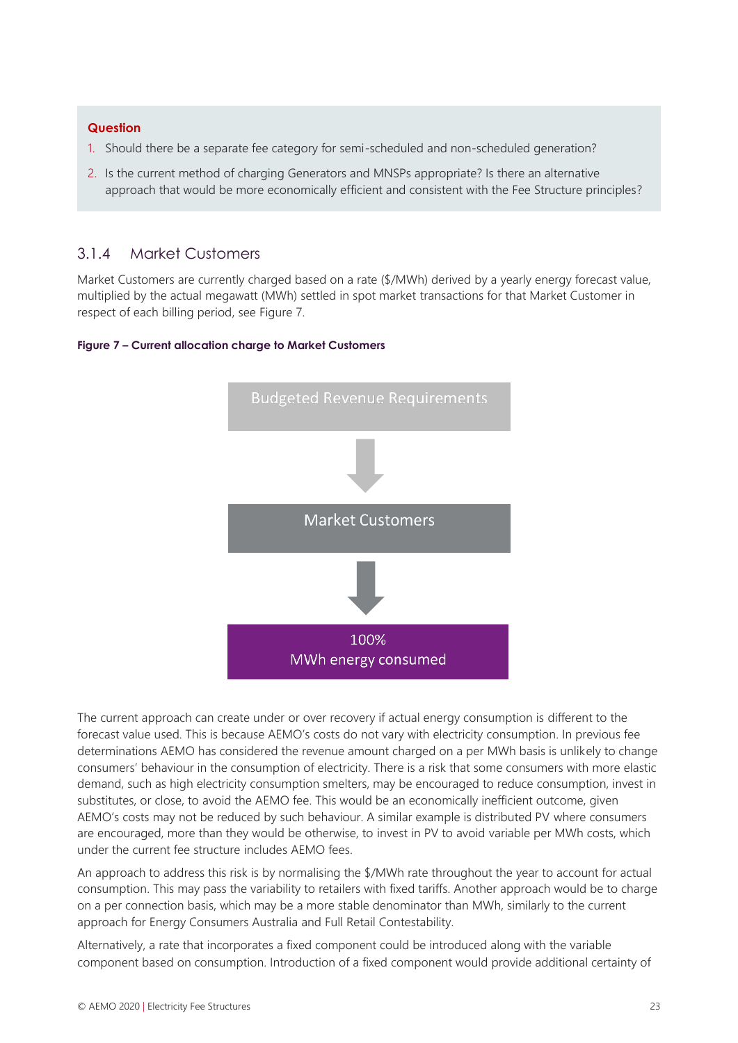**Question**

1. Should there be a separate fee category for semi-scheduled and non-scheduled generation?
2. Is the current method of charging Generators and MNSPs appropriate? Is there an alternative approach that would be more economically efficient and consistent with the Fee Structure principles?

### 3.1.4 Market Customers

Market Customers are currently charged based on a rate ($/MWh) derived by a yearly energy forecast value, multiplied by the actual megawatt (MWh) settled in spot market transactions for that Market Customer in respect of each billing period, see Figure 7.

**Figure 7 – Current allocation charge to Market Customers**

Budgeted Revenue Requirements

↓

Market Customers

↓

100%
MWh energy consumed

The current approach can create under or over recovery if actual energy consumption is different to the forecast value used. This is because AEMO's costs do not vary with electricity consumption. In previous fee determinations AEMO has considered the revenue amount charged on a per MWh basis is unlikely to change consumers' behaviour in the consumption of electricity. There is a risk that some consumers with more elastic demand, such as high electricity consumption smelters, may be encouraged to reduce consumption, invest in substitutes, or close, to avoid the AEMO fee. This would be an economically inefficient outcome, given AEMO's costs may not be reduced by such behaviour. A similar example is distributed PV where consumers are encouraged, more than they would be otherwise, to invest in PV to avoid variable per MWh costs, which under the current fee structure includes AEMO fees.

An approach to address this risk is by normalising the $/MWh rate throughout the year to account for actual consumption. This may pass the variability to retailers with fixed tariffs. Another approach would be to charge on a per connection basis, which may be a more stable denominator than MWh, similarly to the current approach for Energy Consumers Australia and Full Retail Contestability.

Alternatively, a rate that incorporates a fixed component could be introduced along with the variable component based on consumption. Introduction of a fixed component would provide additional certainty of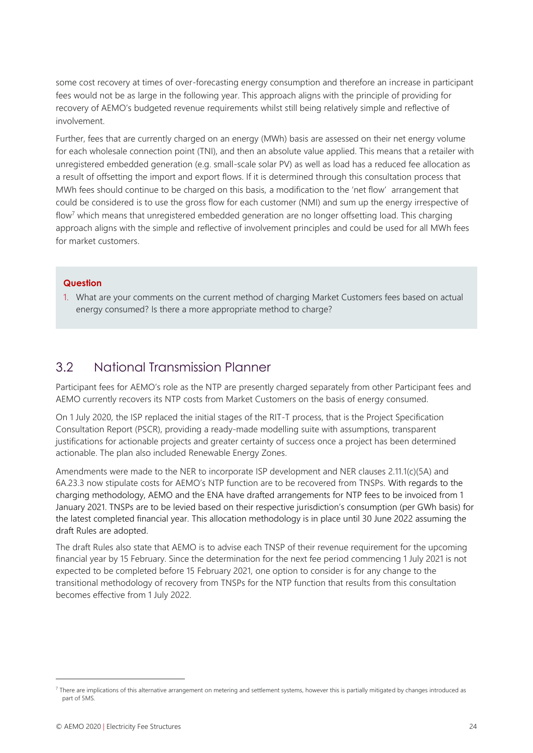some cost recovery at times of over-forecasting energy consumption and therefore an increase in participant fees would not be as large in the following year. This approach aligns with the principle of providing for recovery of AEMO's budgeted revenue requirements whilst still being relatively simple and reflective of involvement.

Further, fees that are currently charged on an energy (MWh) basis are assessed on their net energy volume for each wholesale connection point (TNI), and then an absolute value applied. This means that a retailer with unregistered embedded generation (e.g. small-scale solar PV) as well as load has a reduced fee allocation as a result of offsetting the import and export flows. If it is determined through this consultation process that MWh fees should continue to be charged on this basis, a modification to the 'net flow' arrangement that could be considered is to use the gross flow for each customer (NMI) and sum up the energy irrespective of flow[7] which means that unregistered embedded generation are no longer offsetting load. This charging approach aligns with the simple and reflective of involvement principles and could be used for all MWh fees for market customers.

**Question**

1. What are your comments on the current method of charging Market Customers fees based on actual energy consumed? Is there a more appropriate method to charge?

## 3.2 National Transmission Planner

Participant fees for AEMO's role as the NTP are presently charged separately from other Participant fees and AEMO currently recovers its NTP costs from Market Customers on the basis of energy consumed.

On 1 July 2020, the ISP replaced the initial stages of the RIT-T process, that is the Project Specification Consultation Report (PSCR), providing a ready-made modelling suite with assumptions, transparent justifications for actionable projects and greater certainty of success once a project has been determined actionable. The plan also included Renewable Energy Zones.

Amendments were made to the NER to incorporate ISP development and NER clauses 2.11.1(c)(5A) and 6A.23.3 now stipulate costs for AEMO's NTP function are to be recovered from TNSPs. With regards to the charging methodology, AEMO and the ENA have drafted arrangements for NTP fees to be invoiced from 1 January 2021. TNSPs are to be levied based on their respective jurisdiction's consumption (per GWh basis) for the latest completed financial year. This allocation methodology is in place until 30 June 2022 assuming the draft Rules are adopted.

The draft Rules also state that AEMO is to advise each TNSP of their revenue requirement for the upcoming financial year by 15 February. Since the determination for the next fee period commencing 1 July 2021 is not expected to be completed before 15 February 2021, one option to consider is for any change to the transitional methodology of recovery from TNSPs for the NTP function that results from this consultation becomes effective from 1 July 2022.

---

[7] There are implications of this alternative arrangement on metering and settlement systems, however this is partially mitigated by changes introduced as part of 5MS.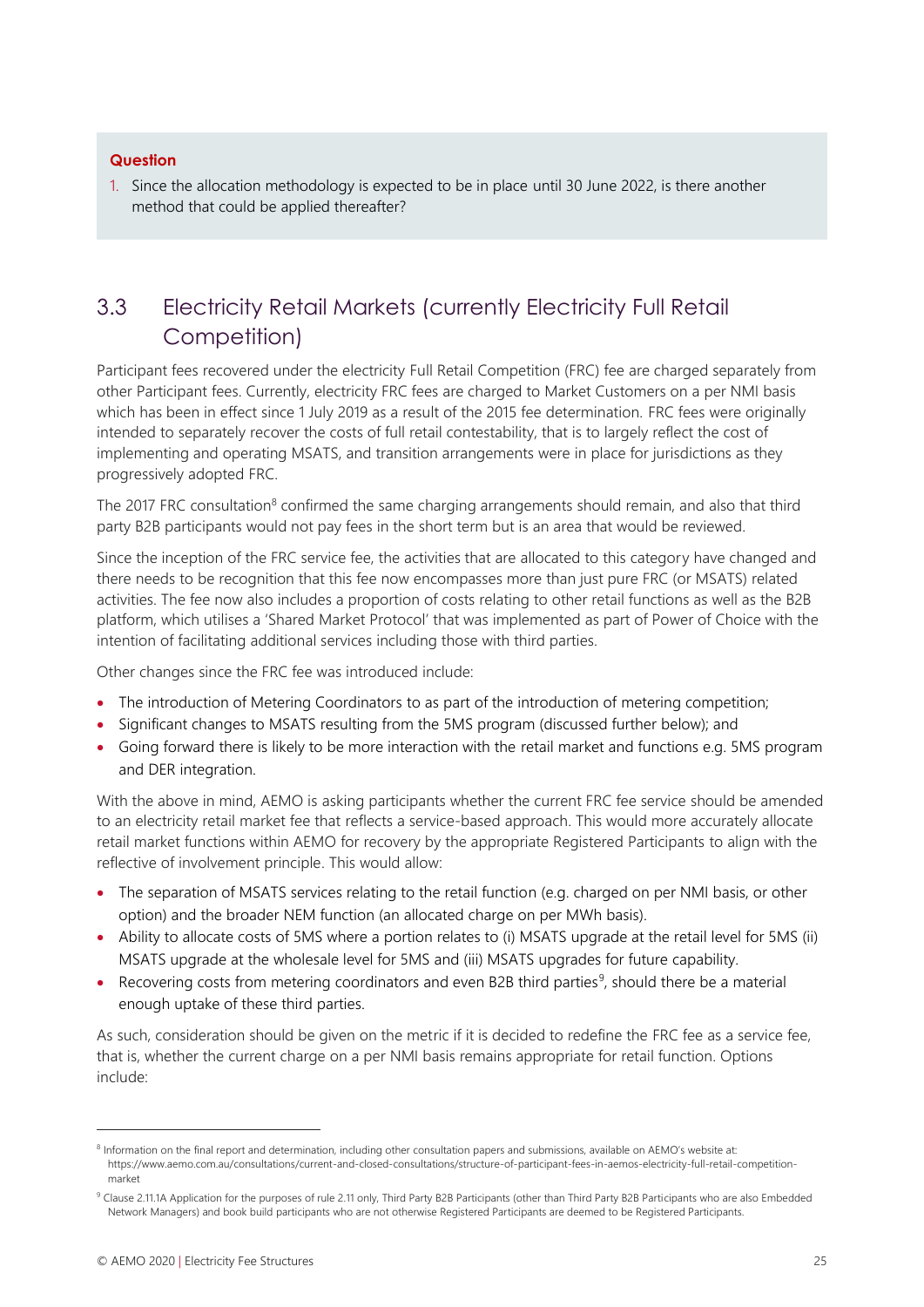**Question**

1. Since the allocation methodology is expected to be in place until 30 June 2022, is there another method that could be applied thereafter?

## 3.3 Electricity Retail Markets (currently Electricity Full Retail Competition)

Participant fees recovered under the electricity Full Retail Competition (FRC) fee are charged separately from other Participant fees. Currently, electricity FRC fees are charged to Market Customers on a per NMI basis which has been in effect since 1 July 2019 as a result of the 2015 fee determination. FRC fees were originally intended to separately recover the costs of full retail contestability, that is to largely reflect the cost of implementing and operating MSATS, and transition arrangements were in place for jurisdictions as they progressively adopted FRC.

The 2017 FRC consultation[8] confirmed the same charging arrangements should remain, and also that third party B2B participants would not pay fees in the short term but is an area that would be reviewed.

Since the inception of the FRC service fee, the activities that are allocated to this category have changed and there needs to be recognition that this fee now encompasses more than just pure FRC (or MSATS) related activities. The fee now also includes a proportion of costs relating to other retail functions as well as the B2B platform, which utilises a 'Shared Market Protocol' that was implemented as part of Power of Choice with the intention of facilitating additional services including those with third parties.

Other changes since the FRC fee was introduced include:

- The introduction of Metering Coordinators to as part of the introduction of metering competition;
- Significant changes to MSATS resulting from the 5MS program (discussed further below); and
- Going forward there is likely to be more interaction with the retail market and functions e.g. 5MS program and DER integration.

With the above in mind, AEMO is asking participants whether the current FRC fee service should be amended to an electricity retail market fee that reflects a service-based approach. This would more accurately allocate retail market functions within AEMO for recovery by the appropriate Registered Participants to align with the reflective of involvement principle. This would allow:

- The separation of MSATS services relating to the retail function (e.g. charged on per NMI basis, or other option) and the broader NEM function (an allocated charge on per MWh basis).
- Ability to allocate costs of 5MS where a portion relates to (i) MSATS upgrade at the retail level for 5MS (ii) MSATS upgrade at the wholesale level for 5MS and (iii) MSATS upgrades for future capability.
- Recovering costs from metering coordinators and even B2B third parties[9], should there be a material enough uptake of these third parties.

As such, consideration should be given on the metric if it is decided to redefine the FRC fee as a service fee, that is, whether the current charge on a per NMI basis remains appropriate for retail function. Options include:

---

[8] Information on the final report and determination, including other consultation papers and submissions, available on AEMO's website at: https://www.aemo.com.au/consultations/current-and-closed-consultations/structure-of-participant-fees-in-aemos-electricity-full-retail-competition-market

[9] Clause 2.11.1A Application for the purposes of rule 2.11 only, Third Party B2B Participants (other than Third Party B2B Participants who are also Embedded Network Managers) and book build participants who are not otherwise Registered Participants are deemed to be Registered Participants.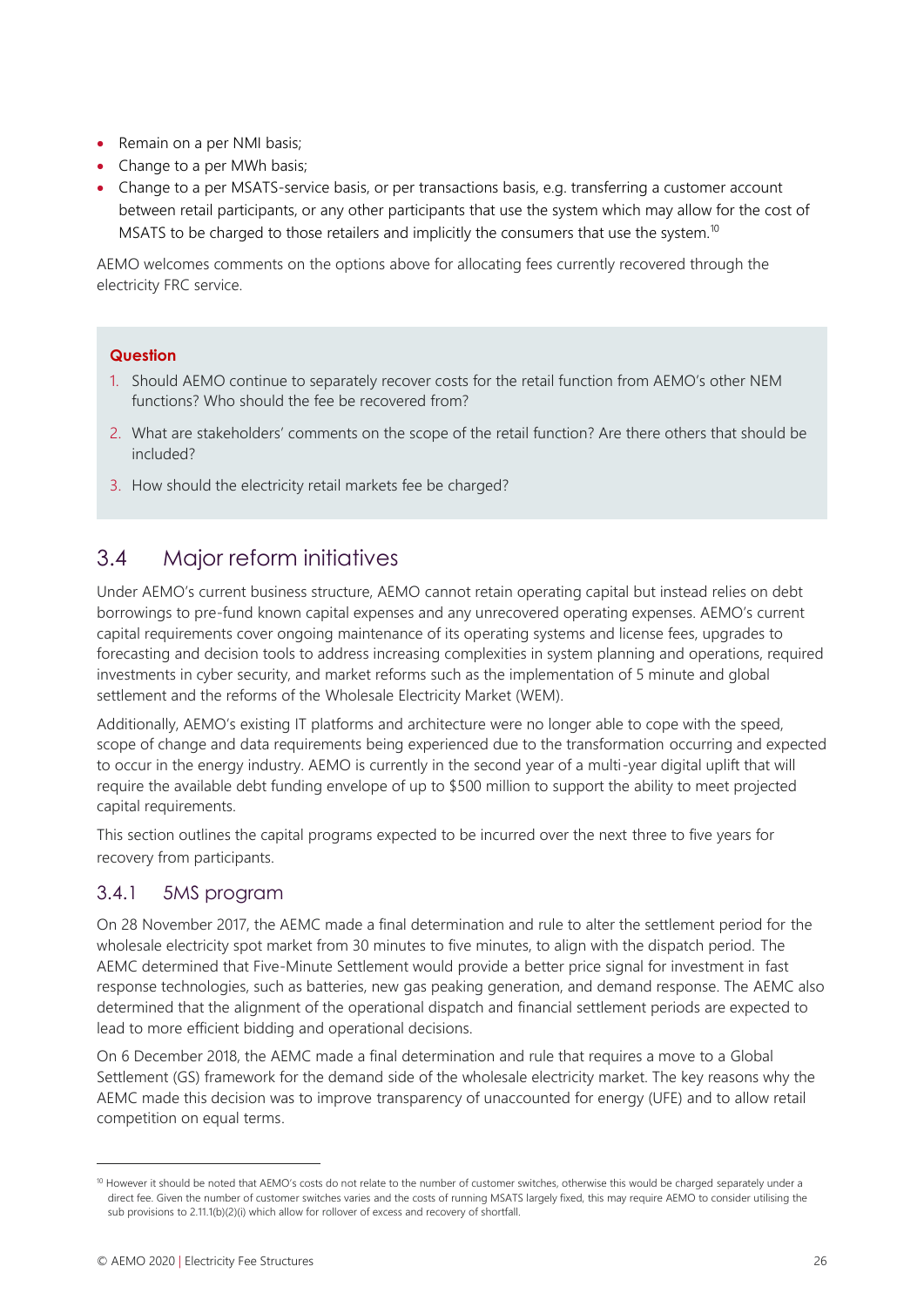- Remain on a per NMI basis;
- Change to a per MWh basis;
- Change to a per MSATS-service basis, or per transactions basis, e.g. transferring a customer account between retail participants, or any other participants that use the system which may allow for the cost of MSATS to be charged to those retailers and implicitly the consumers that use the system.[10]

AEMO welcomes comments on the options above for allocating fees currently recovered through the electricity FRC service.

> **Question**
>
> 1. Should AEMO continue to separately recover costs for the retail function from AEMO's other NEM functions? Who should the fee be recovered from?
> 2. What are stakeholders' comments on the scope of the retail function? Are there others that should be included?
> 3. How should the electricity retail markets fee be charged?

## 3.4 Major reform initiatives

Under AEMO's current business structure, AEMO cannot retain operating capital but instead relies on debt borrowings to pre-fund known capital expenses and any unrecovered operating expenses. AEMO's current capital requirements cover ongoing maintenance of its operating systems and license fees, upgrades to forecasting and decision tools to address increasing complexities in system planning and operations, required investments in cyber security, and market reforms such as the implementation of 5 minute and global settlement and the reforms of the Wholesale Electricity Market (WEM).

Additionally, AEMO's existing IT platforms and architecture were no longer able to cope with the speed, scope of change and data requirements being experienced due to the transformation occurring and expected to occur in the energy industry. AEMO is currently in the second year of a multi-year digital uplift that will require the available debt funding envelope of up to $500 million to support the ability to meet projected capital requirements.

This section outlines the capital programs expected to be incurred over the next three to five years for recovery from participants.

### 3.4.1 5MS program

On 28 November 2017, the AEMC made a final determination and rule to alter the settlement period for the wholesale electricity spot market from 30 minutes to five minutes, to align with the dispatch period. The AEMC determined that Five-Minute Settlement would provide a better price signal for investment in fast response technologies, such as batteries, new gas peaking generation, and demand response. The AEMC also determined that the alignment of the operational dispatch and financial settlement periods are expected to lead to more efficient bidding and operational decisions.

On 6 December 2018, the AEMC made a final determination and rule that requires a move to a Global Settlement (GS) framework for the demand side of the wholesale electricity market. The key reasons why the AEMC made this decision was to improve transparency of unaccounted for energy (UFE) and to allow retail competition on equal terms.

---

[10] However it should be noted that AEMO's costs do not relate to the number of customer switches, otherwise this would be charged separately under a direct fee. Given the number of customer switches varies and the costs of running MSATS largely fixed, this may require AEMO to consider utilising the sub provisions to 2.11.1(b)(2)(i) which allow for rollover of excess and recovery of shortfall.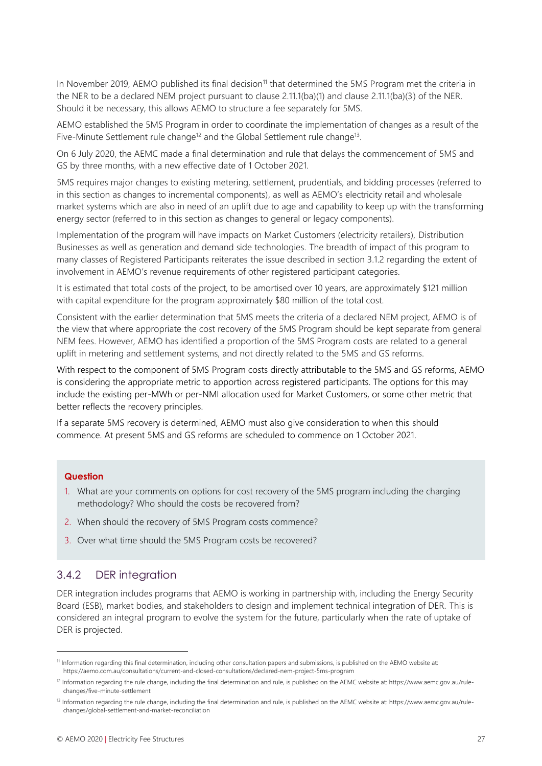In November 2019, AEMO published its final decision[11] that determined the 5MS Program met the criteria in the NER to be a declared NEM project pursuant to clause 2.11.1(ba)(1) and clause 2.11.1(ba)(3) of the NER. Should it be necessary, this allows AEMO to structure a fee separately for 5MS.

AEMO established the 5MS Program in order to coordinate the implementation of changes as a result of the Five-Minute Settlement rule change[12] and the Global Settlement rule change[13].

On 6 July 2020, the AEMC made a final determination and rule that delays the commencement of 5MS and GS by three months, with a new effective date of 1 October 2021.

5MS requires major changes to existing metering, settlement, prudentials, and bidding processes (referred to in this section as changes to incremental components), as well as AEMO's electricity retail and wholesale market systems which are also in need of an uplift due to age and capability to keep up with the transforming energy sector (referred to in this section as changes to general or legacy components).

Implementation of the program will have impacts on Market Customers (electricity retailers), Distribution Businesses as well as generation and demand side technologies. The breadth of impact of this program to many classes of Registered Participants reiterates the issue described in section 3.1.2 regarding the extent of involvement in AEMO's revenue requirements of other registered participant categories.

It is estimated that total costs of the project, to be amortised over 10 years, are approximately $121 million with capital expenditure for the program approximately $80 million of the total cost.

Consistent with the earlier determination that 5MS meets the criteria of a declared NEM project, AEMO is of the view that where appropriate the cost recovery of the 5MS Program should be kept separate from general NEM fees. However, AEMO has identified a proportion of the 5MS Program costs are related to a general uplift in metering and settlement systems, and not directly related to the 5MS and GS reforms.

With respect to the component of 5MS Program costs directly attributable to the 5MS and GS reforms, AEMO is considering the appropriate metric to apportion across registered participants. The options for this may include the existing per-MWh or per-NMI allocation used for Market Customers, or some other metric that better reflects the recovery principles.

If a separate 5MS recovery is determined, AEMO must also give consideration to when this should commence. At present 5MS and GS reforms are scheduled to commence on 1 October 2021.

**Question**

1. What are your comments on options for cost recovery of the 5MS program including the charging methodology? Who should the costs be recovered from?
2. When should the recovery of 5MS Program costs commence?
3. Over what time should the 5MS Program costs be recovered?

### 3.4.2 DER integration

DER integration includes programs that AEMO is working in partnership with, including the Energy Security Board (ESB), market bodies, and stakeholders to design and implement technical integration of DER. This is considered an integral program to evolve the system for the future, particularly when the rate of uptake of DER is projected.

---

[11] Information regarding this final determination, including other consultation papers and submissions, is published on the AEMO website at: https://aemo.com.au/consultations/current-and-closed-consultations/declared-nem-project-5ms-program

[12] Information regarding the rule change, including the final determination and rule, is published on the AEMC website at: https://www.aemc.gov.au/rule-changes/five-minute-settlement

[13] Information regarding the rule change, including the final determination and rule, is published on the AEMC website at: https://www.aemc.gov.au/rule-changes/global-settlement-and-market-reconciliation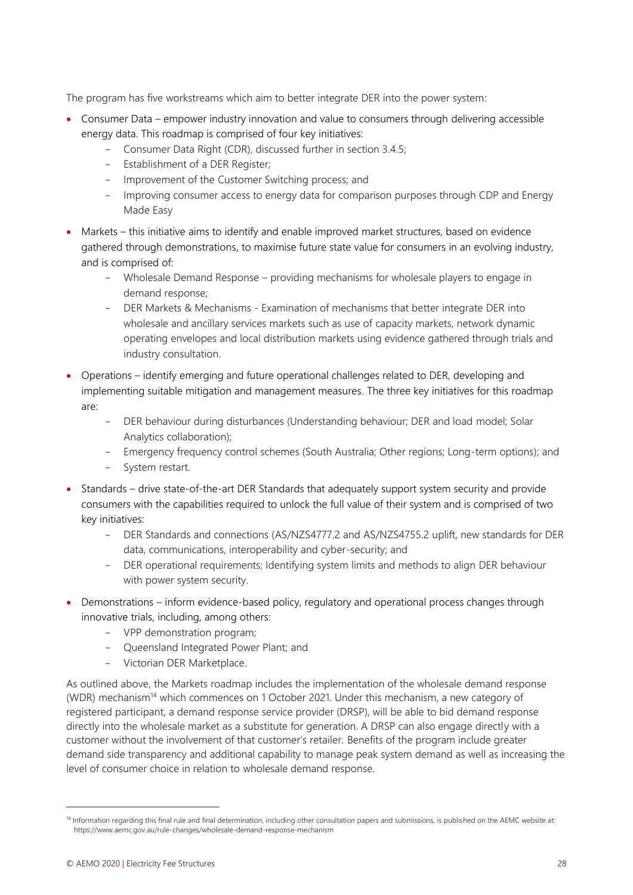The program has five workstreams which aim to better integrate DER into the power system:

- Consumer Data – empower industry innovation and value to consumers through delivering accessible energy data. This roadmap is comprised of four key initiatives:
  - Consumer Data Right (CDR), discussed further in section 3.4.5;
  - Establishment of a DER Register;
  - Improvement of the Customer Switching process; and
  - Improving consumer access to energy data for comparison purposes through CDP and Energy Made Easy
- Markets – this initiative aims to identify and enable improved market structures, based on evidence gathered through demonstrations, to maximise future state value for consumers in an evolving industry, and is comprised of:
  - Wholesale Demand Response – providing mechanisms for wholesale players to engage in demand response;
  - DER Markets & Mechanisms - Examination of mechanisms that better integrate DER into wholesale and ancillary services markets such as use of capacity markets, network dynamic operating envelopes and local distribution markets using evidence gathered through trials and industry consultation.
- Operations – identify emerging and future operational challenges related to DER, developing and implementing suitable mitigation and management measures. The three key initiatives for this roadmap are:
  - DER behaviour during disturbances (Understanding behaviour; DER and load model; Solar Analytics collaboration);
  - Emergency frequency control schemes (South Australia; Other regions; Long-term options); and
  - System restart.
- Standards – drive state-of-the-art DER Standards that adequately support system security and provide consumers with the capabilities required to unlock the full value of their system and is comprised of two key initiatives:
  - DER Standards and connections (AS/NZS4777.2 and AS/NZS4755.2 uplift, new standards for DER data, communications, interoperability and cyber-security; and
  - DER operational requirements; Identifying system limits and methods to align DER behaviour with power system security.
- Demonstrations – inform evidence-based policy, regulatory and operational process changes through innovative trials, including, among others:
  - VPP demonstration program;
  - Queensland Integrated Power Plant; and
  - Victorian DER Marketplace.

As outlined above, the Markets roadmap includes the implementation of the wholesale demand response (WDR) mechanism[14] which commences on 1 October 2021. Under this mechanism, a new category of registered participant, a demand response service provider (DRSP), will be able to bid demand response directly into the wholesale market as a substitute for generation. A DRSP can also engage directly with a customer without the involvement of that customer's retailer. Benefits of the program include greater demand side transparency and additional capability to manage peak system demand as well as increasing the level of consumer choice in relation to wholesale demand response.

[14] Information regarding this final rule and final determination, including other consultation papers and submissions, is published on the AEMC website at: https://www.aemc.gov.au/rule-changes/wholesale-demand-response-mechanism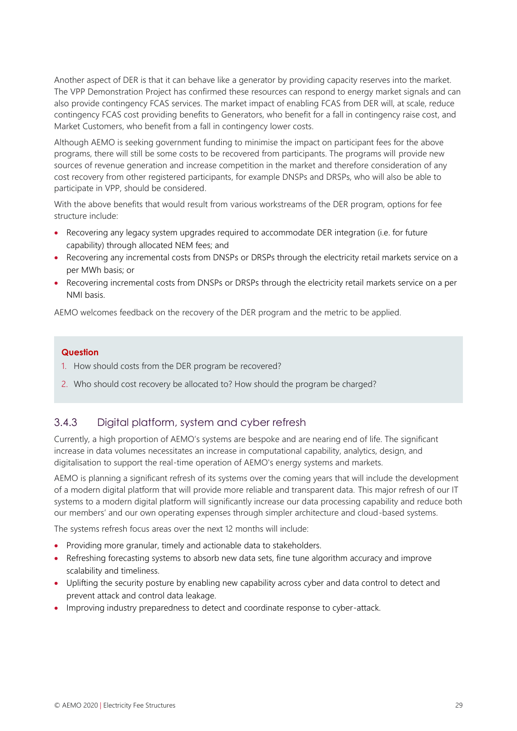Another aspect of DER is that it can behave like a generator by providing capacity reserves into the market. The VPP Demonstration Project has confirmed these resources can respond to energy market signals and can also provide contingency FCAS services. The market impact of enabling FCAS from DER will, at scale, reduce contingency FCAS cost providing benefits to Generators, who benefit for a fall in contingency raise cost, and Market Customers, who benefit from a fall in contingency lower costs.

Although AEMO is seeking government funding to minimise the impact on participant fees for the above programs, there will still be some costs to be recovered from participants. The programs will provide new sources of revenue generation and increase competition in the market and therefore consideration of any cost recovery from other registered participants, for example DNSPs and DRSPs, who will also be able to participate in VPP, should be considered.

With the above benefits that would result from various workstreams of the DER program, options for fee structure include:

- Recovering any legacy system upgrades required to accommodate DER integration (i.e. for future capability) through allocated NEM fees; and
- Recovering any incremental costs from DNSPs or DRSPs through the electricity retail markets service on a per MWh basis; or
- Recovering incremental costs from DNSPs or DRSPs through the electricity retail markets service on a per NMI basis.

AEMO welcomes feedback on the recovery of the DER program and the metric to be applied.

**Question**

1. How should costs from the DER program be recovered?
2. Who should cost recovery be allocated to? How should the program be charged?

### 3.4.3 Digital platform, system and cyber refresh

Currently, a high proportion of AEMO's systems are bespoke and are nearing end of life. The significant increase in data volumes necessitates an increase in computational capability, analytics, design, and digitalisation to support the real-time operation of AEMO's energy systems and markets.

AEMO is planning a significant refresh of its systems over the coming years that will include the development of a modern digital platform that will provide more reliable and transparent data. This major refresh of our IT systems to a modern digital platform will significantly increase our data processing capability and reduce both our members' and our own operating expenses through simpler architecture and cloud-based systems.

The systems refresh focus areas over the next 12 months will include:

- Providing more granular, timely and actionable data to stakeholders.
- Refreshing forecasting systems to absorb new data sets, fine tune algorithm accuracy and improve scalability and timeliness.
- Uplifting the security posture by enabling new capability across cyber and data control to detect and prevent attack and control data leakage.
- Improving industry preparedness to detect and coordinate response to cyber-attack.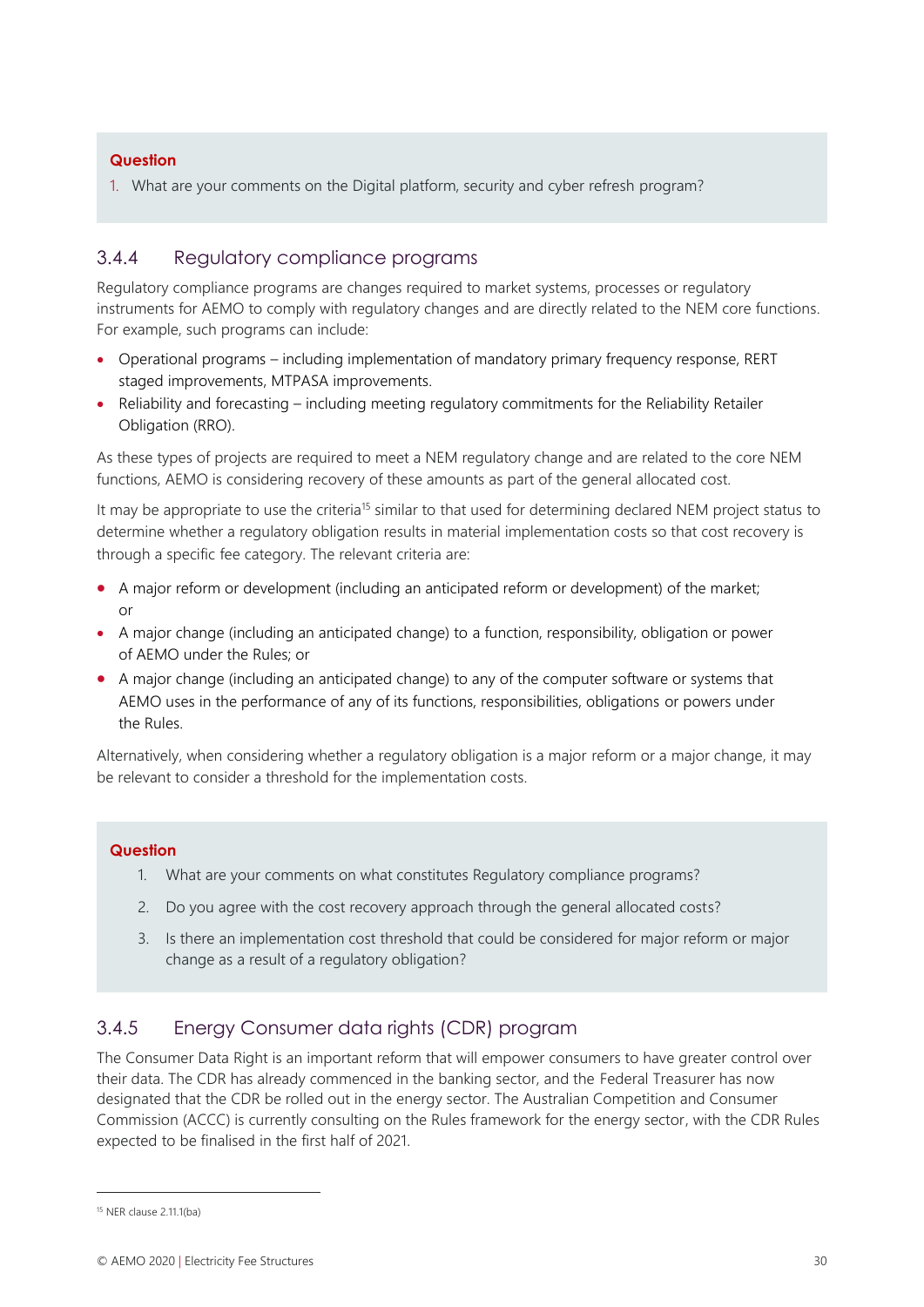**Question**

1. What are your comments on the Digital platform, security and cyber refresh program?

### 3.4.4 Regulatory compliance programs

Regulatory compliance programs are changes required to market systems, processes or regulatory instruments for AEMO to comply with regulatory changes and are directly related to the NEM core functions. For example, such programs can include:

- Operational programs – including implementation of mandatory primary frequency response, RERT staged improvements, MTPASA improvements.
- Reliability and forecasting – including meeting regulatory commitments for the Reliability Retailer Obligation (RRO).

As these types of projects are required to meet a NEM regulatory change and are related to the core NEM functions, AEMO is considering recovery of these amounts as part of the general allocated cost.

It may be appropriate to use the criteria[15] similar to that used for determining declared NEM project status to determine whether a regulatory obligation results in material implementation costs so that cost recovery is through a specific fee category. The relevant criteria are:

- A major reform or development (including an anticipated reform or development) of the market; or
- A major change (including an anticipated change) to a function, responsibility, obligation or power of AEMO under the Rules; or
- A major change (including an anticipated change) to any of the computer software or systems that AEMO uses in the performance of any of its functions, responsibilities, obligations or powers under the Rules.

Alternatively, when considering whether a regulatory obligation is a major reform or a major change, it may be relevant to consider a threshold for the implementation costs.

**Question**

1. What are your comments on what constitutes Regulatory compliance programs?
2. Do you agree with the cost recovery approach through the general allocated costs?
3. Is there an implementation cost threshold that could be considered for major reform or major change as a result of a regulatory obligation?

### 3.4.5 Energy Consumer data rights (CDR) program

The Consumer Data Right is an important reform that will empower consumers to have greater control over their data. The CDR has already commenced in the banking sector, and the Federal Treasurer has now designated that the CDR be rolled out in the energy sector. The Australian Competition and Consumer Commission (ACCC) is currently consulting on the Rules framework for the energy sector, with the CDR Rules expected to be finalised in the first half of 2021.

[15] NER clause 2.11.1(ba)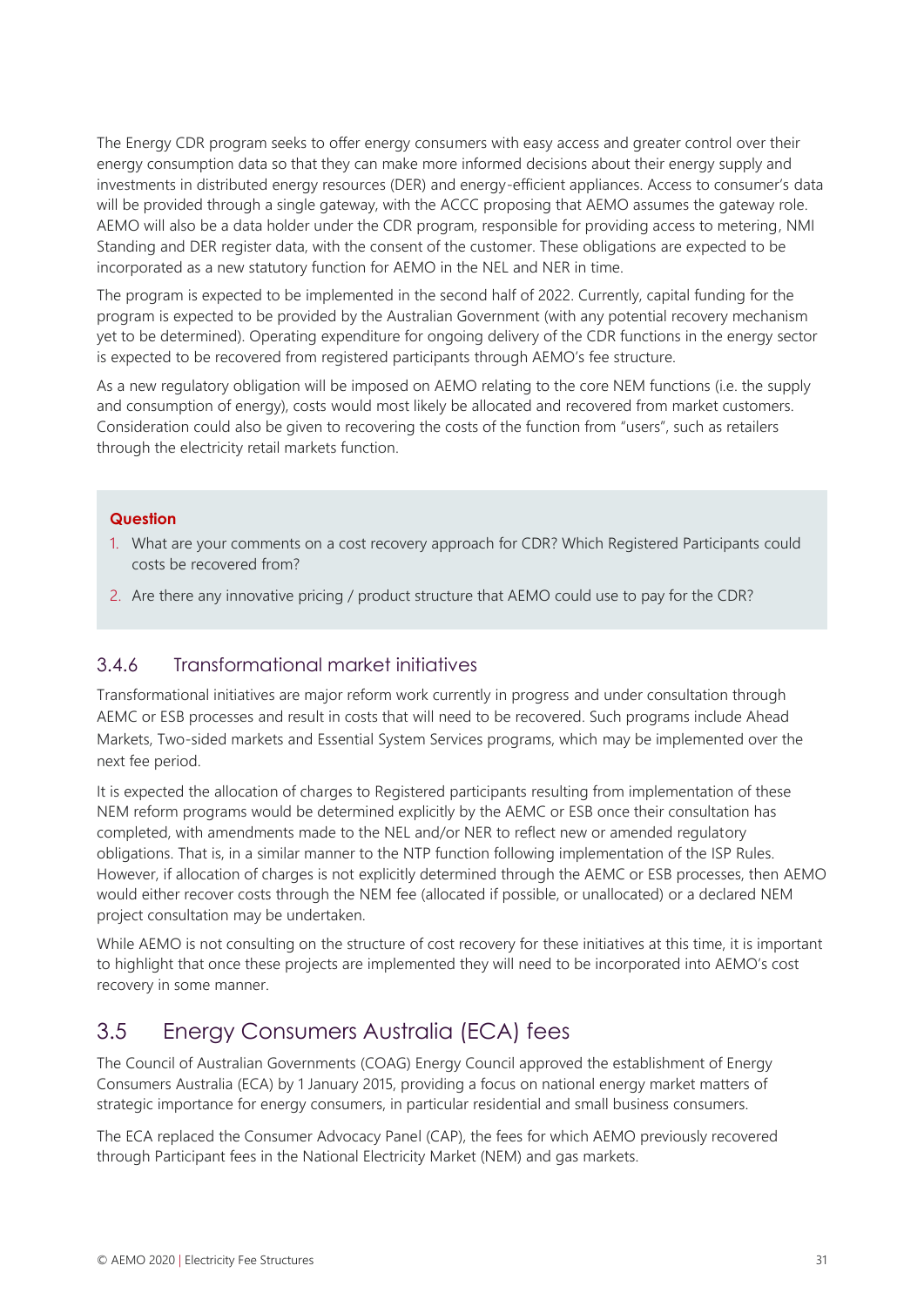The Energy CDR program seeks to offer energy consumers with easy access and greater control over their energy consumption data so that they can make more informed decisions about their energy supply and investments in distributed energy resources (DER) and energy-efficient appliances. Access to consumer's data will be provided through a single gateway, with the ACCC proposing that AEMO assumes the gateway role. AEMO will also be a data holder under the CDR program, responsible for providing access to metering, NMI Standing and DER register data, with the consent of the customer. These obligations are expected to be incorporated as a new statutory function for AEMO in the NEL and NER in time.

The program is expected to be implemented in the second half of 2022. Currently, capital funding for the program is expected to be provided by the Australian Government (with any potential recovery mechanism yet to be determined). Operating expenditure for ongoing delivery of the CDR functions in the energy sector is expected to be recovered from registered participants through AEMO's fee structure.

As a new regulatory obligation will be imposed on AEMO relating to the core NEM functions (i.e. the supply and consumption of energy), costs would most likely be allocated and recovered from market customers. Consideration could also be given to recovering the costs of the function from "users", such as retailers through the electricity retail markets function.

**Question**

1. What are your comments on a cost recovery approach for CDR? Which Registered Participants could costs be recovered from?
2. Are there any innovative pricing / product structure that AEMO could use to pay for the CDR?

### 3.4.6 Transformational market initiatives

Transformational initiatives are major reform work currently in progress and under consultation through AEMC or ESB processes and result in costs that will need to be recovered. Such programs include Ahead Markets, Two-sided markets and Essential System Services programs, which may be implemented over the next fee period.

It is expected the allocation of charges to Registered participants resulting from implementation of these NEM reform programs would be determined explicitly by the AEMC or ESB once their consultation has completed, with amendments made to the NEL and/or NER to reflect new or amended regulatory obligations. That is, in a similar manner to the NTP function following implementation of the ISP Rules. However, if allocation of charges is not explicitly determined through the AEMC or ESB processes, then AEMO would either recover costs through the NEM fee (allocated if possible, or unallocated) or a declared NEM project consultation may be undertaken.

While AEMO is not consulting on the structure of cost recovery for these initiatives at this time, it is important to highlight that once these projects are implemented they will need to be incorporated into AEMO's cost recovery in some manner.

## 3.5 Energy Consumers Australia (ECA) fees

The Council of Australian Governments (COAG) Energy Council approved the establishment of Energy Consumers Australia (ECA) by 1 January 2015, providing a focus on national energy market matters of strategic importance for energy consumers, in particular residential and small business consumers.

The ECA replaced the Consumer Advocacy Panel (CAP), the fees for which AEMO previously recovered through Participant fees in the National Electricity Market (NEM) and gas markets.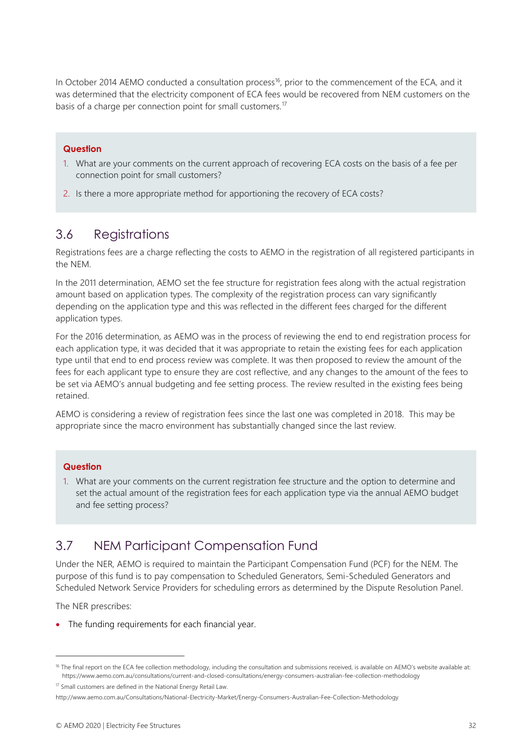In October 2014 AEMO conducted a consultation process[16], prior to the commencement of the ECA, and it was determined that the electricity component of ECA fees would be recovered from NEM customers on the basis of a charge per connection point for small customers.[17]

**Question**

1. What are your comments on the current approach of recovering ECA costs on the basis of a fee per connection point for small customers?
2. Is there a more appropriate method for apportioning the recovery of ECA costs?

## 3.6 Registrations

Registrations fees are a charge reflecting the costs to AEMO in the registration of all registered participants in the NEM.

In the 2011 determination, AEMO set the fee structure for registration fees along with the actual registration amount based on application types. The complexity of the registration process can vary significantly depending on the application type and this was reflected in the different fees charged for the different application types.

For the 2016 determination, as AEMO was in the process of reviewing the end to end registration process for each application type, it was decided that it was appropriate to retain the existing fees for each application type until that end to end process review was complete. It was then proposed to review the amount of the fees for each applicant type to ensure they are cost reflective, and any changes to the amount of the fees to be set via AEMO's annual budgeting and fee setting process. The review resulted in the existing fees being retained.

AEMO is considering a review of registration fees since the last one was completed in 2018. This may be appropriate since the macro environment has substantially changed since the last review.

**Question**

1. What are your comments on the current registration fee structure and the option to determine and set the actual amount of the registration fees for each application type via the annual AEMO budget and fee setting process?

## 3.7 NEM Participant Compensation Fund

Under the NER, AEMO is required to maintain the Participant Compensation Fund (PCF) for the NEM. The purpose of this fund is to pay compensation to Scheduled Generators, Semi-Scheduled Generators and Scheduled Network Service Providers for scheduling errors as determined by the Dispute Resolution Panel.

The NER prescribes:

- The funding requirements for each financial year.

[16] The final report on the ECA fee collection methodology, including the consultation and submissions received, is available on AEMO's website available at: https://www.aemo.com.au/consultations/current-and-closed-consultations/energy-consumers-australian-fee-collection-methodology

[17] Small customers are defined in the National Energy Retail Law.

http://www.aemo.com.au/Consultations/National-Electricity-Market/Energy-Consumers-Australian-Fee-Collection-Methodology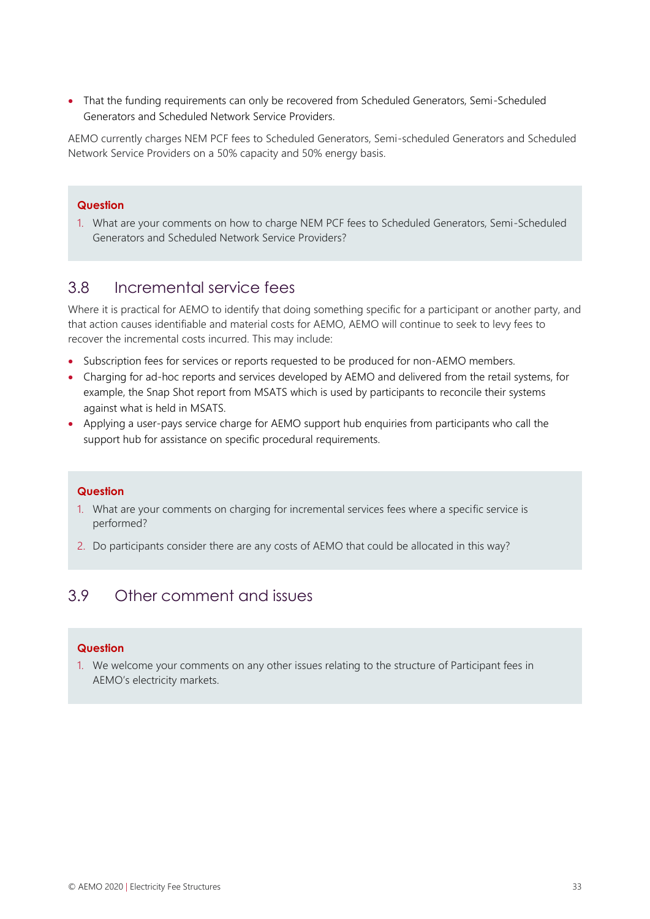- That the funding requirements can only be recovered from Scheduled Generators, Semi-Scheduled Generators and Scheduled Network Service Providers.

AEMO currently charges NEM PCF fees to Scheduled Generators, Semi-scheduled Generators and Scheduled Network Service Providers on a 50% capacity and 50% energy basis.

**Question**

1. What are your comments on how to charge NEM PCF fees to Scheduled Generators, Semi-Scheduled Generators and Scheduled Network Service Providers?

## 3.8 Incremental service fees

Where it is practical for AEMO to identify that doing something specific for a participant or another party, and that action causes identifiable and material costs for AEMO, AEMO will continue to seek to levy fees to recover the incremental costs incurred. This may include:

- Subscription fees for services or reports requested to be produced for non-AEMO members.
- Charging for ad-hoc reports and services developed by AEMO and delivered from the retail systems, for example, the Snap Shot report from MSATS which is used by participants to reconcile their systems against what is held in MSATS.
- Applying a user-pays service charge for AEMO support hub enquiries from participants who call the support hub for assistance on specific procedural requirements.

**Question**

1. What are your comments on charging for incremental services fees where a specific service is performed?
2. Do participants consider there are any costs of AEMO that could be allocated in this way?

## 3.9 Other comment and issues

**Question**

1. We welcome your comments on any other issues relating to the structure of Participant fees in AEMO's electricity markets.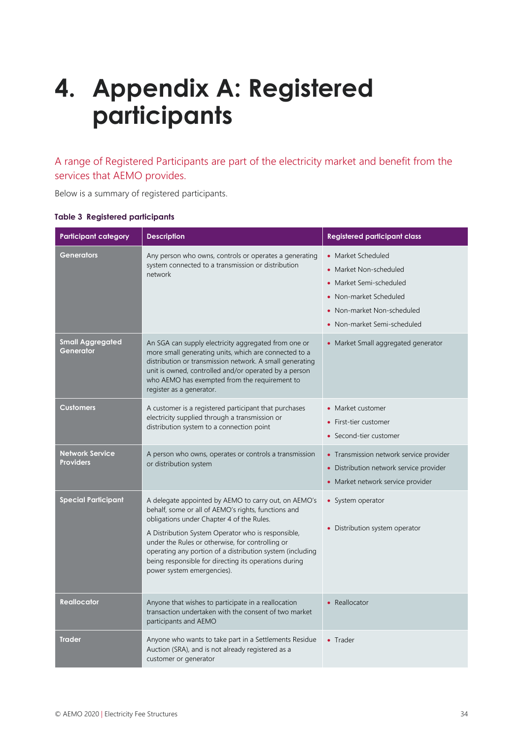# 4. Appendix A: Registered participants

A range of Registered Participants are part of the electricity market and benefit from the services that AEMO provides.

Below is a summary of registered participants.

**Table 3 Registered participants**

| Participant category | Description | Registered participant class |
|---|---|---|
| **Generators** | Any person who owns, controls or operates a generating system connected to a transmission or distribution network | • Market Scheduled<br>• Market Non-scheduled<br>• Market Semi-scheduled<br>• Non-market Scheduled<br>• Non-market Non-scheduled<br>• Non-market Semi-scheduled |
| **Small Aggregated Generator** | An SGA can supply electricity aggregated from one or more small generating units, which are connected to a distribution or transmission network. A small generating unit is owned, controlled and/or operated by a person who AEMO has exempted from the requirement to register as a generator. | • Market Small aggregated generator |
| **Customers** | A customer is a registered participant that purchases electricity supplied through a transmission or distribution system to a connection point | • Market customer<br>• First-tier customer<br>• Second-tier customer |
| **Network Service Providers** | A person who owns, operates or controls a transmission or distribution system | • Transmission network service provider<br>• Distribution network service provider<br>• Market network service provider |
| **Special Participant** | A delegate appointed by AEMO to carry out, on AEMO's behalf, some or all of AEMO's rights, functions and obligations under Chapter 4 of the Rules.<br><br>A Distribution System Operator who is responsible, under the Rules or otherwise, for controlling or operating any portion of a distribution system (including being responsible for directing its operations during power system emergencies). | • System operator<br><br>• Distribution system operator |
| **Reallocator** | Anyone that wishes to participate in a reallocation transaction undertaken with the consent of two market participants and AEMO | • Reallocator |
| **Trader** | Anyone who wants to take part in a Settlements Residue Auction (SRA), and is not already registered as a customer or generator | • Trader |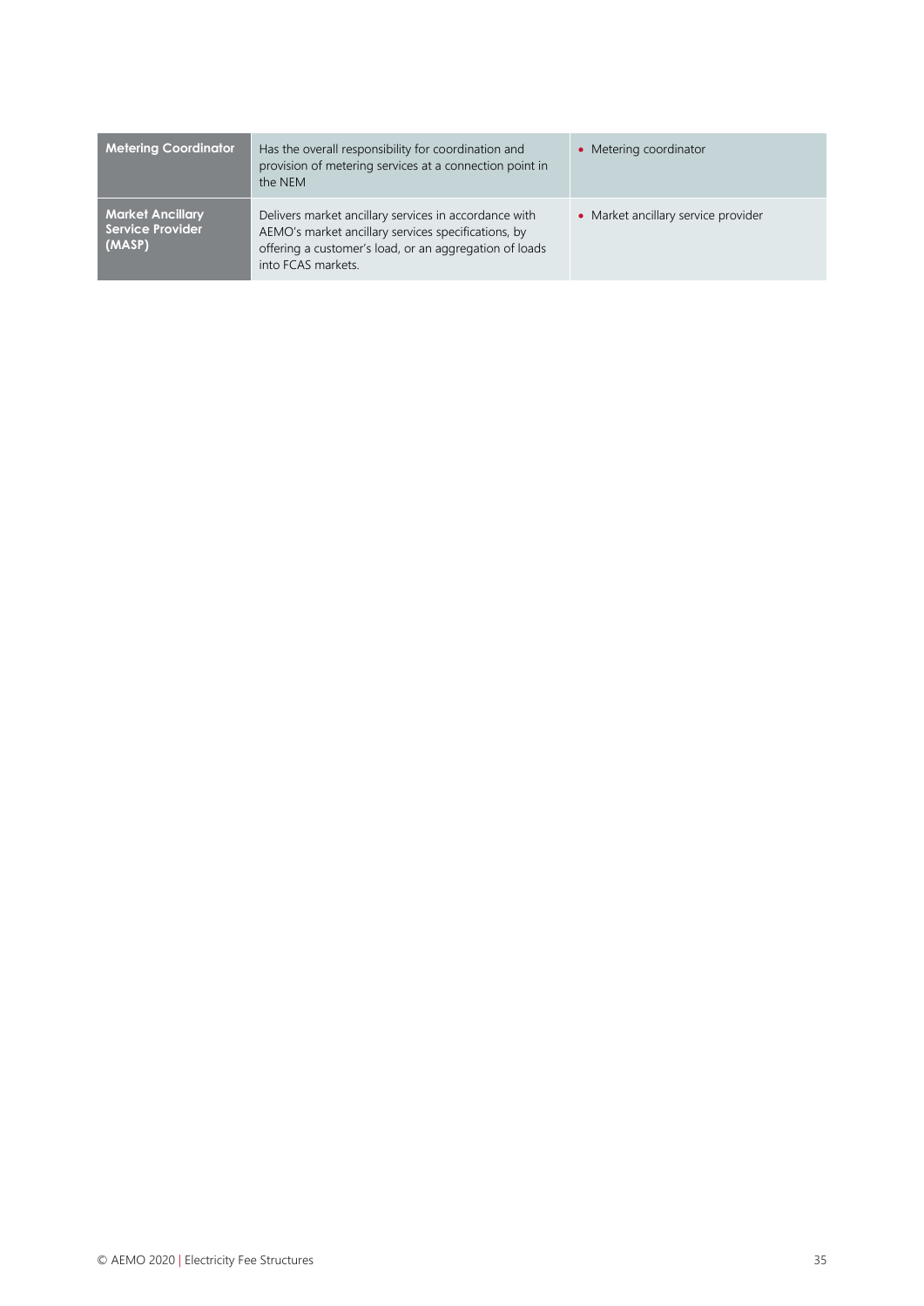| | | |
|---|---|---|
| **Metering Coordinator** | Has the overall responsibility for coordination and provision of metering services at a connection point in the NEM | • Metering coordinator |
| **Market Ancillary Service Provider (MASP)** | Delivers market ancillary services in accordance with AEMO's market ancillary services specifications, by offering a customer's load, or an aggregation of loads into FCAS markets. | • Market ancillary service provider |